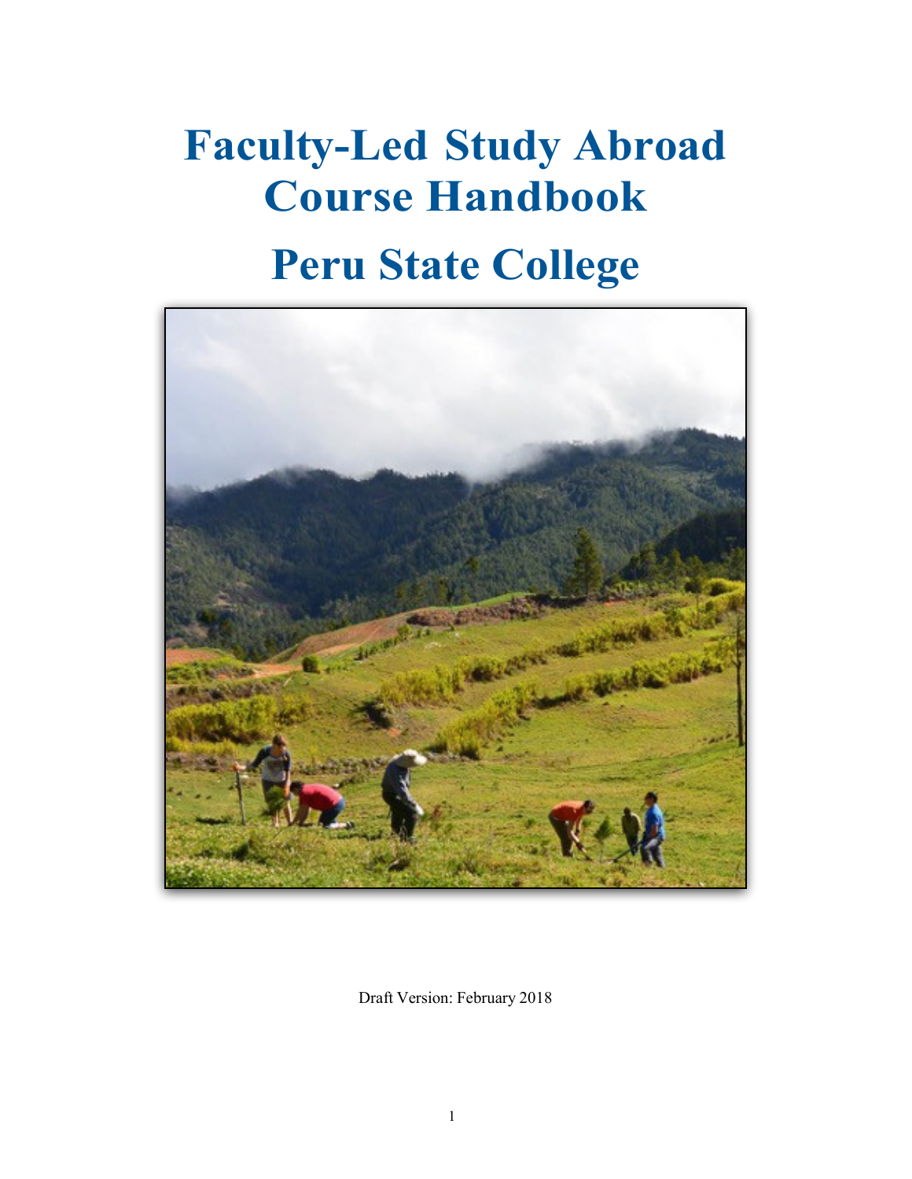# Faculty-Led Study Abroad Course Handbook

# Peru State College

Draft Version: February 2018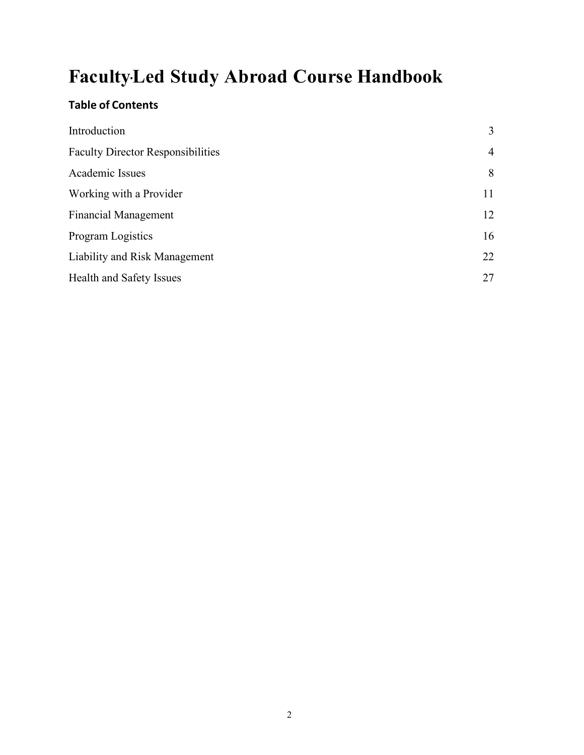# Faculty-Led Study Abroad Course Handbook

## Table of Contents

| | |
|---|---|
| Introduction | 3 |
| Faculty Director Responsibilities | 4 |
| Academic Issues | 8 |
| Working with a Provider | 11 |
| Financial Management | 12 |
| Program Logistics | 16 |
| Liability and Risk Management | 22 |
| Health and Safety Issues | 27 |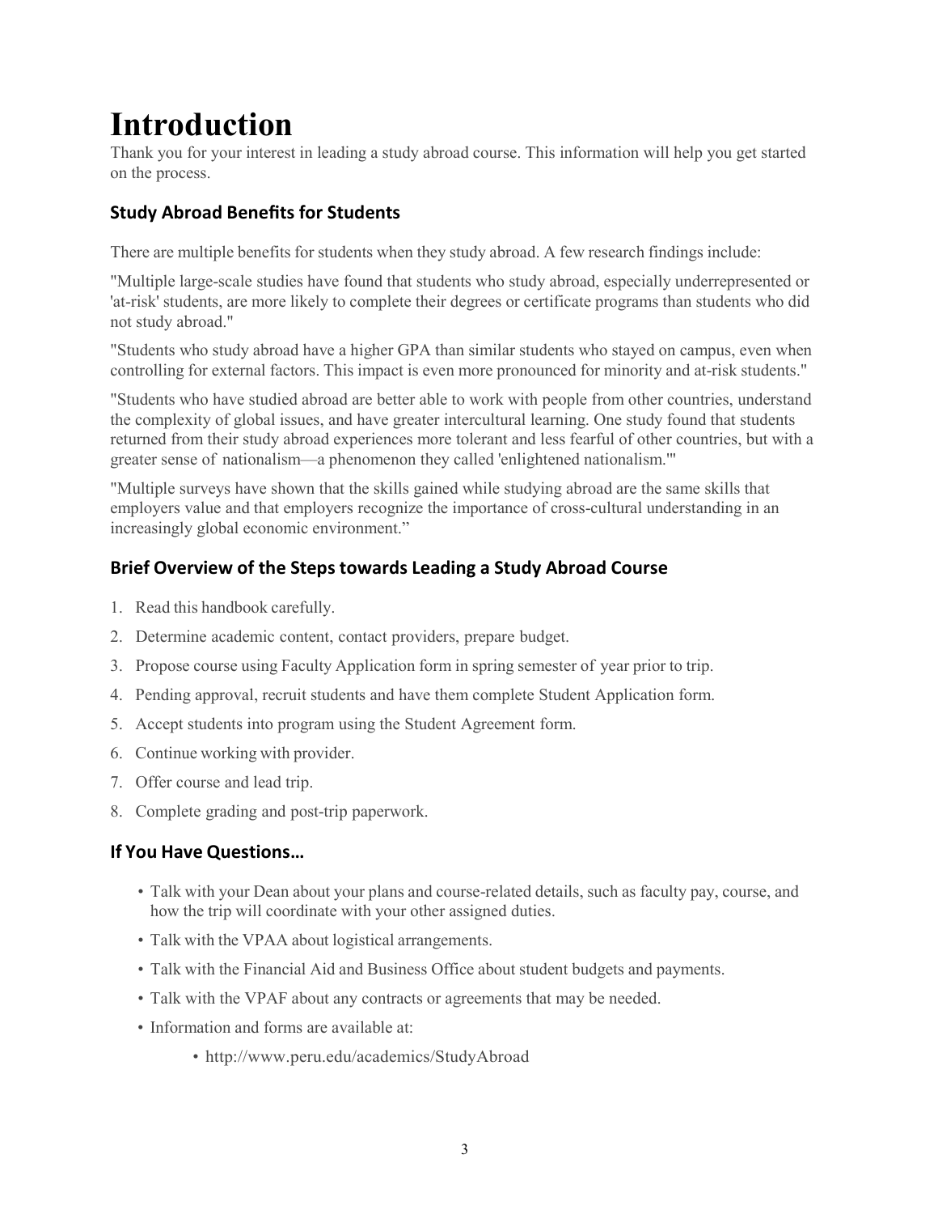# Introduction

Thank you for your interest in leading a study abroad course. This information will help you get started on the process.

## Study Abroad Benefits for Students

There are multiple benefits for students when they study abroad. A few research findings include:

"Multiple large-scale studies have found that students who study abroad, especially underrepresented or 'at-risk' students, are more likely to complete their degrees or certificate programs than students who did not study abroad."

"Students who study abroad have a higher GPA than similar students who stayed on campus, even when controlling for external factors. This impact is even more pronounced for minority and at-risk students."

"Students who have studied abroad are better able to work with people from other countries, understand the complexity of global issues, and have greater intercultural learning. One study found that students returned from their study abroad experiences more tolerant and less fearful of other countries, but with a greater sense of nationalism—a phenomenon they called 'enlightened nationalism.'"

"Multiple surveys have shown that the skills gained while studying abroad are the same skills that employers value and that employers recognize the importance of cross-cultural understanding in an increasingly global economic environment."

## Brief Overview of the Steps towards Leading a Study Abroad Course

1. Read this handbook carefully.
2. Determine academic content, contact providers, prepare budget.
3. Propose course using Faculty Application form in spring semester of year prior to trip.
4. Pending approval, recruit students and have them complete Student Application form.
5. Accept students into program using the Student Agreement form.
6. Continue working with provider.
7. Offer course and lead trip.
8. Complete grading and post-trip paperwork.

## If You Have Questions…

- Talk with your Dean about your plans and course-related details, such as faculty pay, course, and how the trip will coordinate with your other assigned duties.
- Talk with the VPAA about logistical arrangements.
- Talk with the Financial Aid and Business Office about student budgets and payments.
- Talk with the VPAF about any contracts or agreements that may be needed.
- Information and forms are available at:
  - http://www.peru.edu/academics/StudyAbroad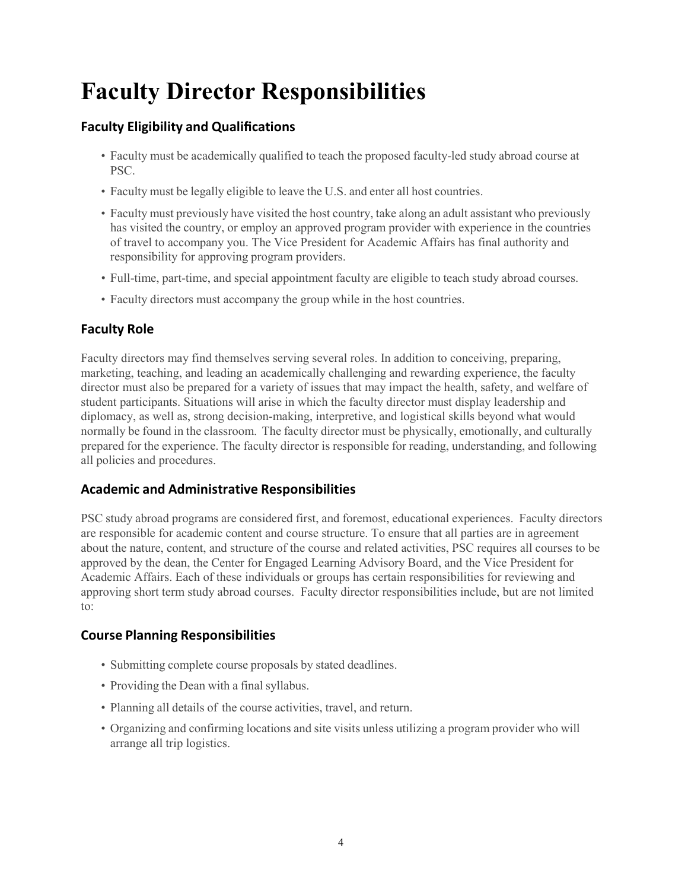# Faculty Director Responsibilities

### Faculty Eligibility and Qualifications

- Faculty must be academically qualified to teach the proposed faculty-led study abroad course at PSC.
- Faculty must be legally eligible to leave the U.S. and enter all host countries.
- Faculty must previously have visited the host country, take along an adult assistant who previously has visited the country, or employ an approved program provider with experience in the countries of travel to accompany you. The Vice President for Academic Affairs has final authority and responsibility for approving program providers.
- Full-time, part-time, and special appointment faculty are eligible to teach study abroad courses.
- Faculty directors must accompany the group while in the host countries.

### Faculty Role

Faculty directors may find themselves serving several roles. In addition to conceiving, preparing, marketing, teaching, and leading an academically challenging and rewarding experience, the faculty director must also be prepared for a variety of issues that may impact the health, safety, and welfare of student participants. Situations will arise in which the faculty director must display leadership and diplomacy, as well as, strong decision-making, interpretive, and logistical skills beyond what would normally be found in the classroom. The faculty director must be physically, emotionally, and culturally prepared for the experience. The faculty director is responsible for reading, understanding, and following all policies and procedures.

### Academic and Administrative Responsibilities

PSC study abroad programs are considered first, and foremost, educational experiences. Faculty directors are responsible for academic content and course structure. To ensure that all parties are in agreement about the nature, content, and structure of the course and related activities, PSC requires all courses to be approved by the dean, the Center for Engaged Learning Advisory Board, and the Vice President for Academic Affairs. Each of these individuals or groups has certain responsibilities for reviewing and approving short term study abroad courses. Faculty director responsibilities include, but are not limited to:

### Course Planning Responsibilities

- Submitting complete course proposals by stated deadlines.
- Providing the Dean with a final syllabus.
- Planning all details of the course activities, travel, and return.
- Organizing and confirming locations and site visits unless utilizing a program provider who will arrange all trip logistics.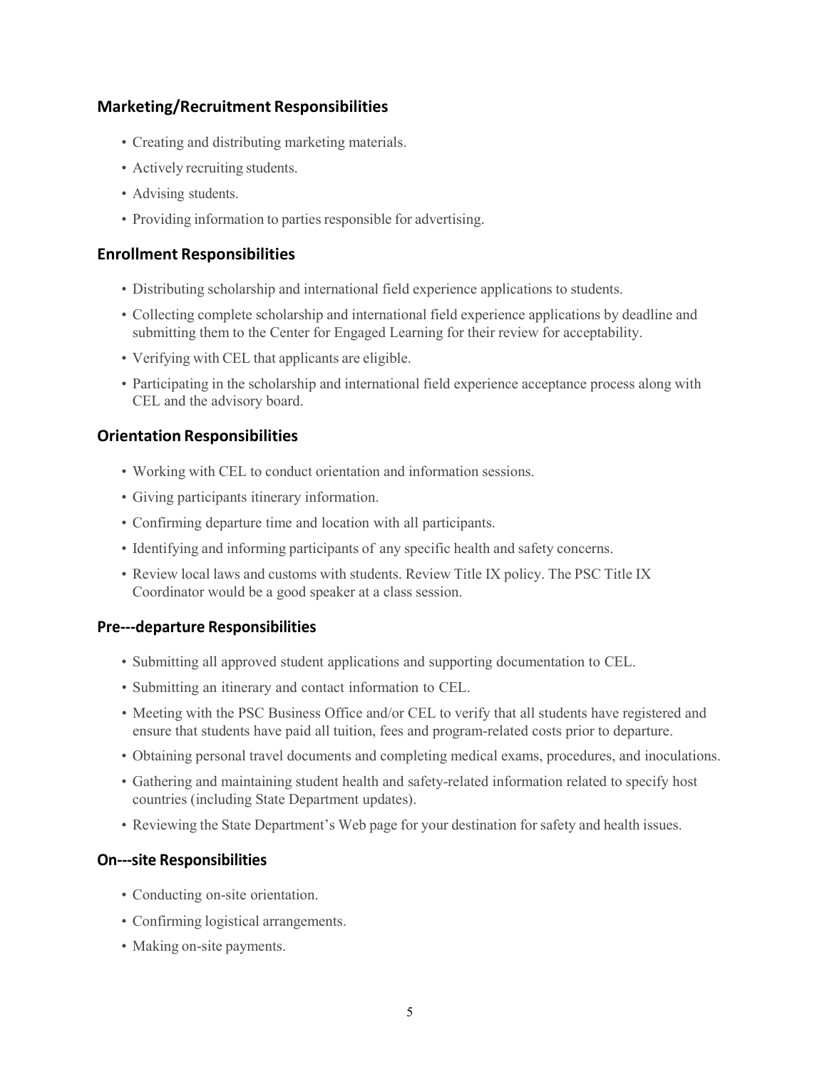## Marketing/Recruitment Responsibilities

- Creating and distributing marketing materials.
- Actively recruiting students.
- Advising students.
- Providing information to parties responsible for advertising.

## Enrollment Responsibilities

- Distributing scholarship and international field experience applications to students.
- Collecting complete scholarship and international field experience applications by deadline and submitting them to the Center for Engaged Learning for their review for acceptability.
- Verifying with CEL that applicants are eligible.
- Participating in the scholarship and international field experience acceptance process along with CEL and the advisory board.

## Orientation Responsibilities

- Working with CEL to conduct orientation and information sessions.
- Giving participants itinerary information.
- Confirming departure time and location with all participants.
- Identifying and informing participants of any specific health and safety concerns.
- Review local laws and customs with students. Review Title IX policy. The PSC Title IX Coordinator would be a good speaker at a class session.

## Pre---departure Responsibilities

- Submitting all approved student applications and supporting documentation to CEL.
- Submitting an itinerary and contact information to CEL.
- Meeting with the PSC Business Office and/or CEL to verify that all students have registered and ensure that students have paid all tuition, fees and program-related costs prior to departure.
- Obtaining personal travel documents and completing medical exams, procedures, and inoculations.
- Gathering and maintaining student health and safety-related information related to specify host countries (including State Department updates).
- Reviewing the State Department's Web page for your destination for safety and health issues.

## On---site Responsibilities

- Conducting on-site orientation.
- Confirming logistical arrangements.
- Making on-site payments.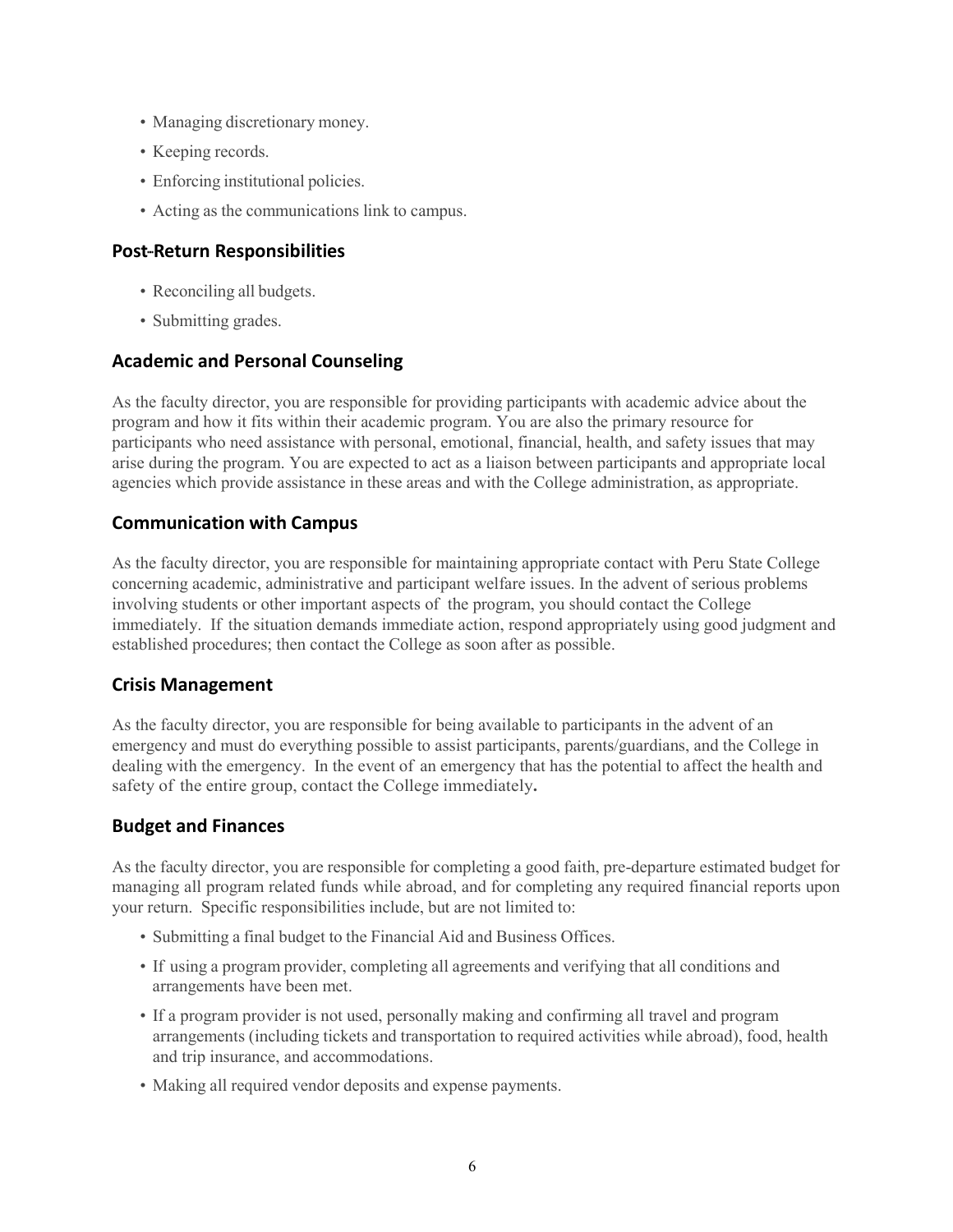- Managing discretionary money.
- Keeping records.
- Enforcing institutional policies.
- Acting as the communications link to campus.

## Post-Return Responsibilities

- Reconciling all budgets.
- Submitting grades.

## Academic and Personal Counseling

As the faculty director, you are responsible for providing participants with academic advice about the program and how it fits within their academic program. You are also the primary resource for participants who need assistance with personal, emotional, financial, health, and safety issues that may arise during the program. You are expected to act as a liaison between participants and appropriate local agencies which provide assistance in these areas and with the College administration, as appropriate.

## Communication with Campus

As the faculty director, you are responsible for maintaining appropriate contact with Peru State College concerning academic, administrative and participant welfare issues. In the advent of serious problems involving students or other important aspects of the program, you should contact the College immediately. If the situation demands immediate action, respond appropriately using good judgment and established procedures; then contact the College as soon after as possible.

## Crisis Management

As the faculty director, you are responsible for being available to participants in the advent of an emergency and must do everything possible to assist participants, parents/guardians, and the College in dealing with the emergency. In the event of an emergency that has the potential to affect the health and safety of the entire group, contact the College immediately.

## Budget and Finances

As the faculty director, you are responsible for completing a good faith, pre-departure estimated budget for managing all program related funds while abroad, and for completing any required financial reports upon your return. Specific responsibilities include, but are not limited to:

- Submitting a final budget to the Financial Aid and Business Offices.
- If using a program provider, completing all agreements and verifying that all conditions and arrangements have been met.
- If a program provider is not used, personally making and confirming all travel and program arrangements (including tickets and transportation to required activities while abroad), food, health and trip insurance, and accommodations.
- Making all required vendor deposits and expense payments.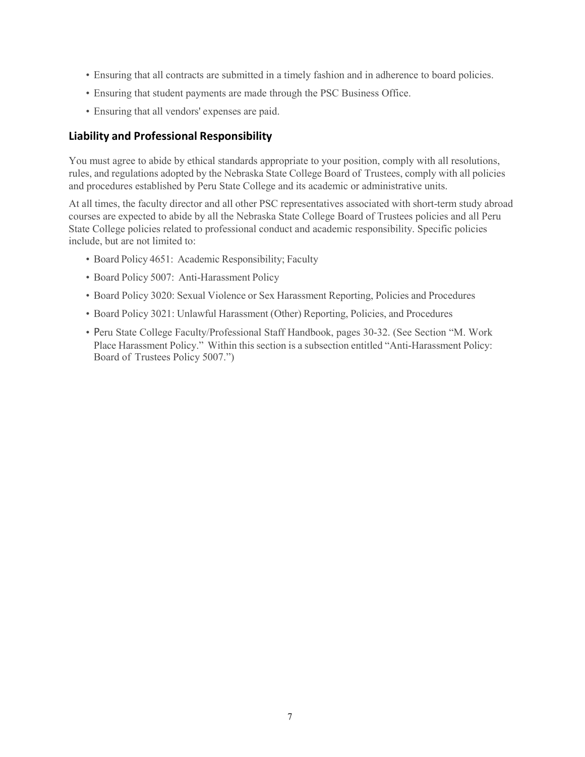- Ensuring that all contracts are submitted in a timely fashion and in adherence to board policies.
- Ensuring that student payments are made through the PSC Business Office.
- Ensuring that all vendors' expenses are paid.

## Liability and Professional Responsibility

You must agree to abide by ethical standards appropriate to your position, comply with all resolutions, rules, and regulations adopted by the Nebraska State College Board of Trustees, comply with all policies and procedures established by Peru State College and its academic or administrative units.

At all times, the faculty director and all other PSC representatives associated with short-term study abroad courses are expected to abide by all the Nebraska State College Board of Trustees policies and all Peru State College policies related to professional conduct and academic responsibility. Specific policies include, but are not limited to:

- Board Policy 4651: Academic Responsibility; Faculty
- Board Policy 5007: Anti-Harassment Policy
- Board Policy 3020: Sexual Violence or Sex Harassment Reporting, Policies and Procedures
- Board Policy 3021: Unlawful Harassment (Other) Reporting, Policies, and Procedures
- Peru State College Faculty/Professional Staff Handbook, pages 30-32. (See Section "M. Work Place Harassment Policy." Within this section is a subsection entitled "Anti-Harassment Policy: Board of Trustees Policy 5007.")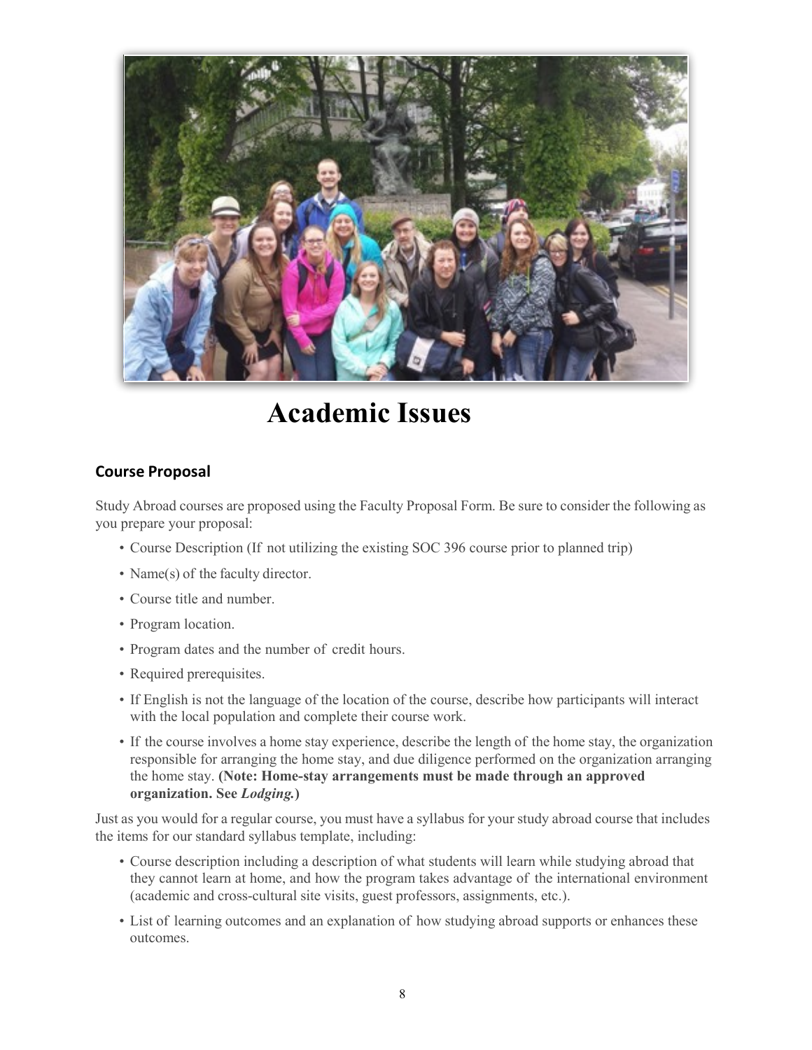# Academic Issues

## Course Proposal

Study Abroad courses are proposed using the Faculty Proposal Form. Be sure to consider the following as you prepare your proposal:

- Course Description (If not utilizing the existing SOC 396 course prior to planned trip)
- Name(s) of the faculty director.
- Course title and number.
- Program location.
- Program dates and the number of credit hours.
- Required prerequisites.
- If English is not the language of the location of the course, describe how participants will interact with the local population and complete their course work.
- If the course involves a home stay experience, describe the length of the home stay, the organization responsible for arranging the home stay, and due diligence performed on the organization arranging the home stay. **(Note: Home-stay arrangements must be made through an approved organization. See *Lodging.*)**

Just as you would for a regular course, you must have a syllabus for your study abroad course that includes the items for our standard syllabus template, including:

- Course description including a description of what students will learn while studying abroad that they cannot learn at home, and how the program takes advantage of the international environment (academic and cross-cultural site visits, guest professors, assignments, etc.).
- List of learning outcomes and an explanation of how studying abroad supports or enhances these outcomes.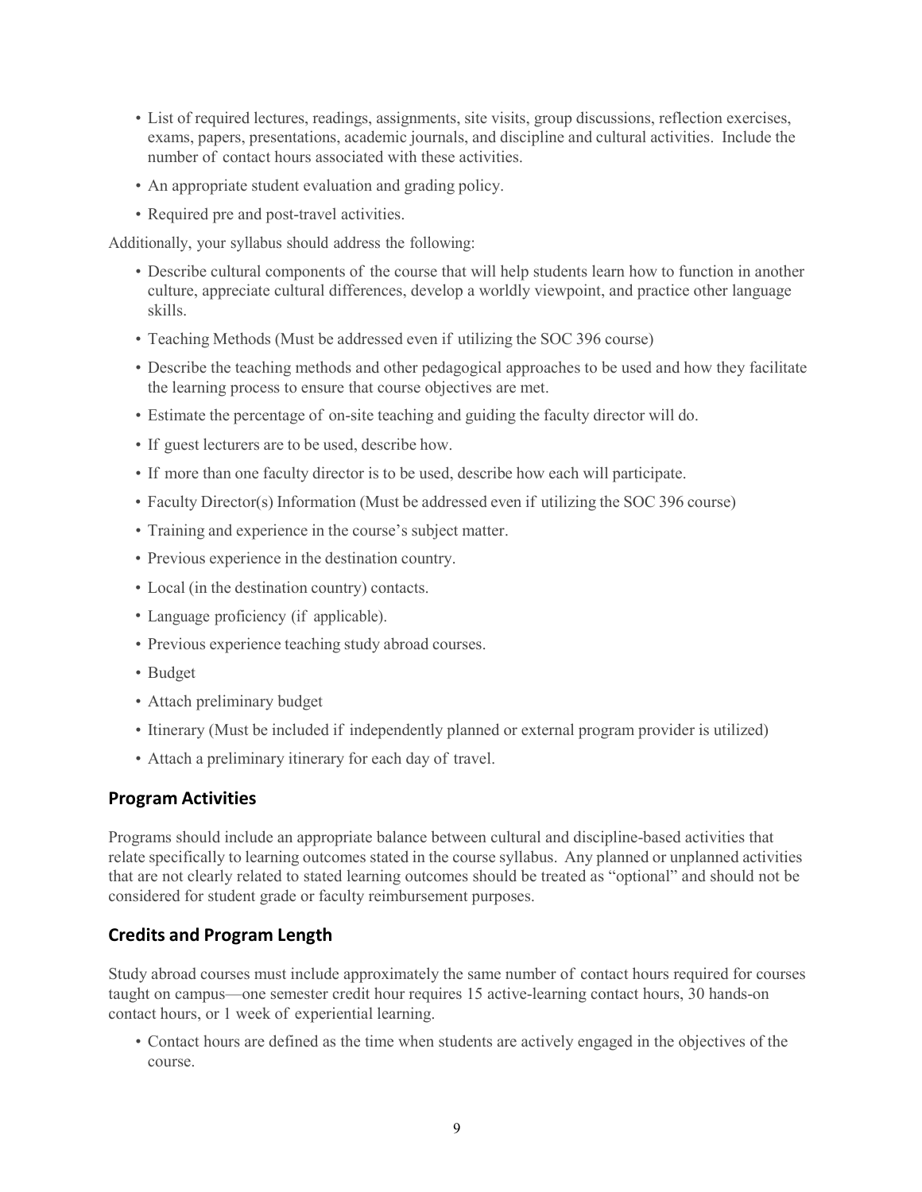- List of required lectures, readings, assignments, site visits, group discussions, reflection exercises, exams, papers, presentations, academic journals, and discipline and cultural activities. Include the number of contact hours associated with these activities.
- An appropriate student evaluation and grading policy.
- Required pre and post-travel activities.

Additionally, your syllabus should address the following:

- Describe cultural components of the course that will help students learn how to function in another culture, appreciate cultural differences, develop a worldly viewpoint, and practice other language skills.
- Teaching Methods (Must be addressed even if utilizing the SOC 396 course)
- Describe the teaching methods and other pedagogical approaches to be used and how they facilitate the learning process to ensure that course objectives are met.
- Estimate the percentage of on-site teaching and guiding the faculty director will do.
- If guest lecturers are to be used, describe how.
- If more than one faculty director is to be used, describe how each will participate.
- Faculty Director(s) Information (Must be addressed even if utilizing the SOC 396 course)
- Training and experience in the course's subject matter.
- Previous experience in the destination country.
- Local (in the destination country) contacts.
- Language proficiency (if applicable).
- Previous experience teaching study abroad courses.
- Budget
- Attach preliminary budget
- Itinerary (Must be included if independently planned or external program provider is utilized)
- Attach a preliminary itinerary for each day of travel.

## Program Activities

Programs should include an appropriate balance between cultural and discipline-based activities that relate specifically to learning outcomes stated in the course syllabus. Any planned or unplanned activities that are not clearly related to stated learning outcomes should be treated as "optional" and should not be considered for student grade or faculty reimbursement purposes.

## Credits and Program Length

Study abroad courses must include approximately the same number of contact hours required for courses taught on campus—one semester credit hour requires 15 active-learning contact hours, 30 hands-on contact hours, or 1 week of experiential learning.

- Contact hours are defined as the time when students are actively engaged in the objectives of the course.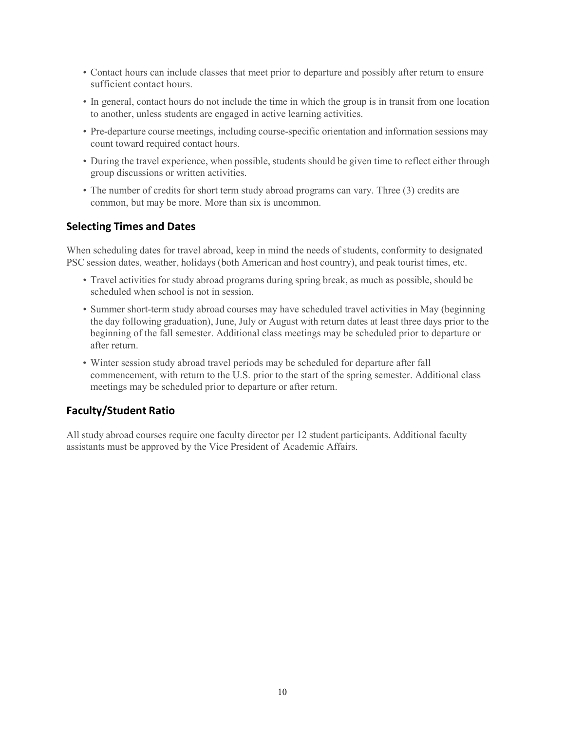- Contact hours can include classes that meet prior to departure and possibly after return to ensure sufficient contact hours.
- In general, contact hours do not include the time in which the group is in transit from one location to another, unless students are engaged in active learning activities.
- Pre-departure course meetings, including course-specific orientation and information sessions may count toward required contact hours.
- During the travel experience, when possible, students should be given time to reflect either through group discussions or written activities.
- The number of credits for short term study abroad programs can vary. Three (3) credits are common, but may be more. More than six is uncommon.

## Selecting Times and Dates

When scheduling dates for travel abroad, keep in mind the needs of students, conformity to designated PSC session dates, weather, holidays (both American and host country), and peak tourist times, etc.

- Travel activities for study abroad programs during spring break, as much as possible, should be scheduled when school is not in session.
- Summer short-term study abroad courses may have scheduled travel activities in May (beginning the day following graduation), June, July or August with return dates at least three days prior to the beginning of the fall semester. Additional class meetings may be scheduled prior to departure or after return.
- Winter session study abroad travel periods may be scheduled for departure after fall commencement, with return to the U.S. prior to the start of the spring semester. Additional class meetings may be scheduled prior to departure or after return.

## Faculty/Student Ratio

All study abroad courses require one faculty director per 12 student participants. Additional faculty assistants must be approved by the Vice President of Academic Affairs.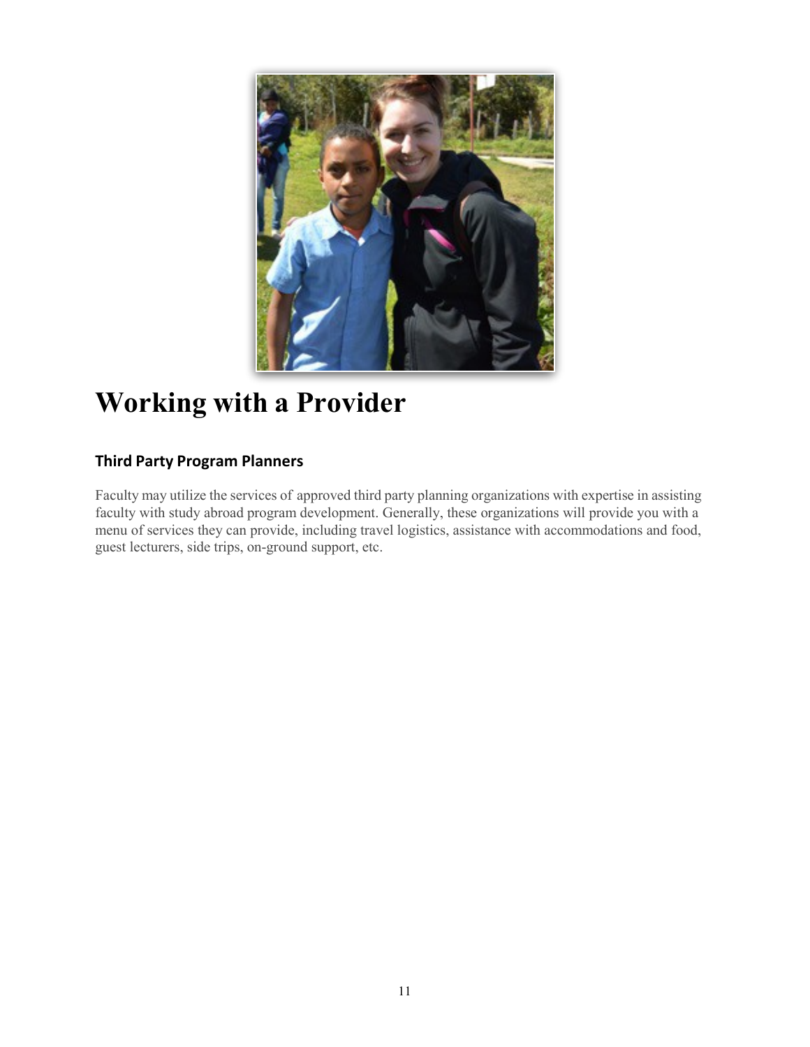# Working with a Provider

### Third Party Program Planners

Faculty may utilize the services of approved third party planning organizations with expertise in assisting faculty with study abroad program development. Generally, these organizations will provide you with a menu of services they can provide, including travel logistics, assistance with accommodations and food, guest lecturers, side trips, on-ground support, etc.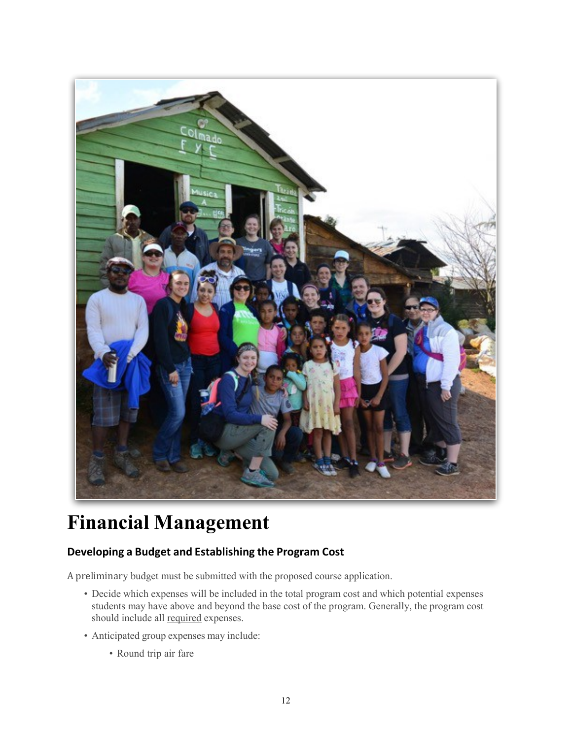# Financial Management

### Developing a Budget and Establishing the Program Cost

A preliminary budget must be submitted with the proposed course application.

- Decide which expenses will be included in the total program cost and which potential expenses students may have above and beyond the base cost of the program. Generally, the program cost should include all required expenses.
- Anticipated group expenses may include:
  - Round trip air fare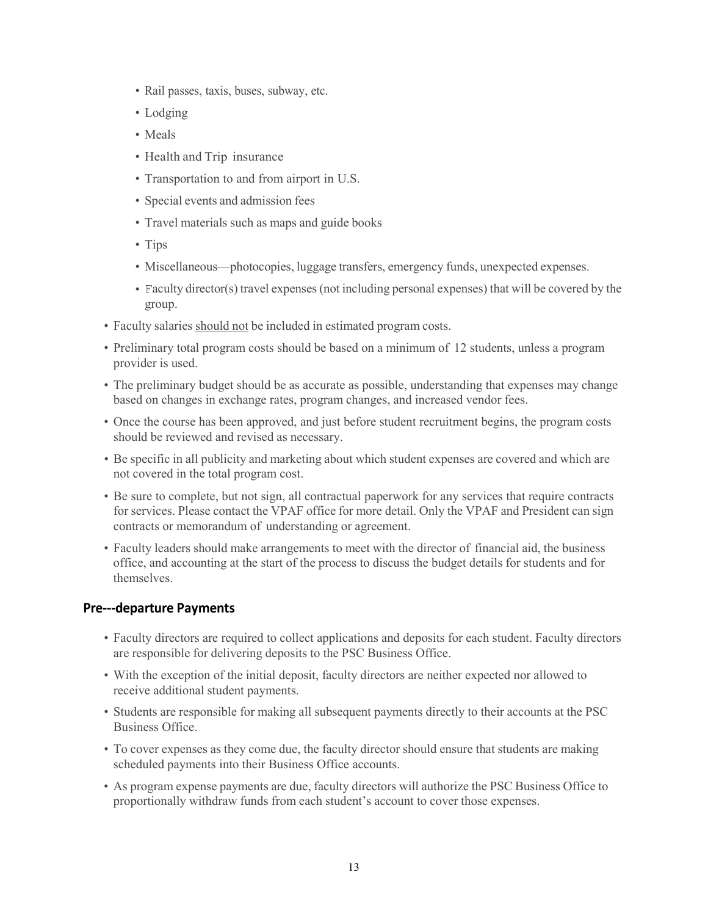- Rail passes, taxis, buses, subway, etc.
- Lodging
- Meals
- Health and Trip insurance
- Transportation to and from airport in U.S.
- Special events and admission fees
- Travel materials such as maps and guide books
- Tips
- Miscellaneous—photocopies, luggage transfers, emergency funds, unexpected expenses.
- Faculty director(s) travel expenses (not including personal expenses) that will be covered by the group.

- Faculty salaries should not be included in estimated program costs.
- Preliminary total program costs should be based on a minimum of 12 students, unless a program provider is used.
- The preliminary budget should be as accurate as possible, understanding that expenses may change based on changes in exchange rates, program changes, and increased vendor fees.
- Once the course has been approved, and just before student recruitment begins, the program costs should be reviewed and revised as necessary.
- Be specific in all publicity and marketing about which student expenses are covered and which are not covered in the total program cost.
- Be sure to complete, but not sign, all contractual paperwork for any services that require contracts for services. Please contact the VPAF office for more detail. Only the VPAF and President can sign contracts or memorandum of understanding or agreement.
- Faculty leaders should make arrangements to meet with the director of financial aid, the business office, and accounting at the start of the process to discuss the budget details for students and for themselves.

## Pre---departure Payments

- Faculty directors are required to collect applications and deposits for each student. Faculty directors are responsible for delivering deposits to the PSC Business Office.
- With the exception of the initial deposit, faculty directors are neither expected nor allowed to receive additional student payments.
- Students are responsible for making all subsequent payments directly to their accounts at the PSC Business Office.
- To cover expenses as they come due, the faculty director should ensure that students are making scheduled payments into their Business Office accounts.
- As program expense payments are due, faculty directors will authorize the PSC Business Office to proportionally withdraw funds from each student's account to cover those expenses.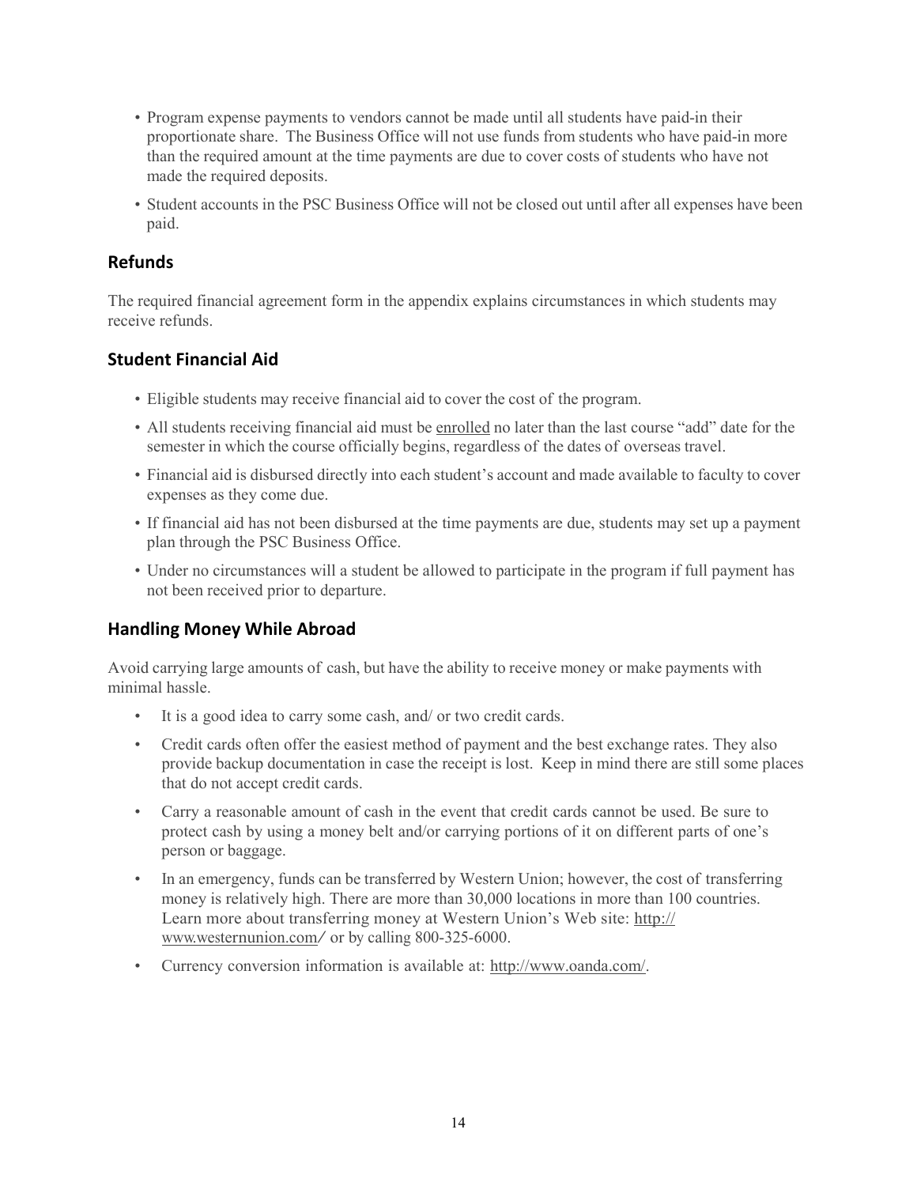- Program expense payments to vendors cannot be made until all students have paid-in their proportionate share. The Business Office will not use funds from students who have paid-in more than the required amount at the time payments are due to cover costs of students who have not made the required deposits.
- Student accounts in the PSC Business Office will not be closed out until after all expenses have been paid.

## Refunds

The required financial agreement form in the appendix explains circumstances in which students may receive refunds.

## Student Financial Aid

- Eligible students may receive financial aid to cover the cost of the program.
- All students receiving financial aid must be enrolled no later than the last course "add" date for the semester in which the course officially begins, regardless of the dates of overseas travel.
- Financial aid is disbursed directly into each student's account and made available to faculty to cover expenses as they come due.
- If financial aid has not been disbursed at the time payments are due, students may set up a payment plan through the PSC Business Office.
- Under no circumstances will a student be allowed to participate in the program if full payment has not been received prior to departure.

## Handling Money While Abroad

Avoid carrying large amounts of cash, but have the ability to receive money or make payments with minimal hassle.

- It is a good idea to carry some cash, and/ or two credit cards.
- Credit cards often offer the easiest method of payment and the best exchange rates. They also provide backup documentation in case the receipt is lost. Keep in mind there are still some places that do not accept credit cards.
- Carry a reasonable amount of cash in the event that credit cards cannot be used. Be sure to protect cash by using a money belt and/or carrying portions of it on different parts of one's person or baggage.
- In an emergency, funds can be transferred by Western Union; however, the cost of transferring money is relatively high. There are more than 30,000 locations in more than 100 countries. Learn more about transferring money at Western Union's Web site: http://www.westernunion.com/ or by calling 800-325-6000.
- Currency conversion information is available at: http://www.oanda.com/.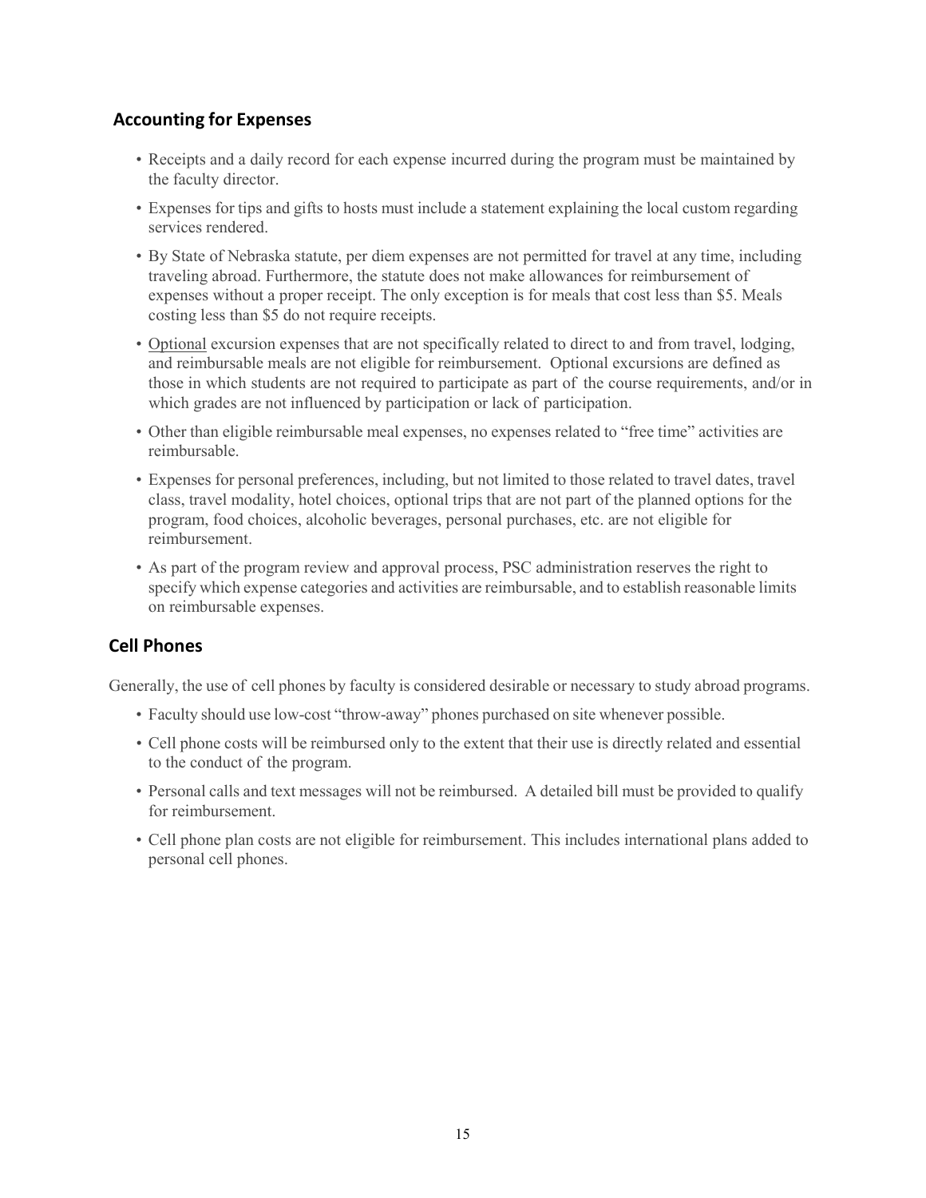## Accounting for Expenses

- Receipts and a daily record for each expense incurred during the program must be maintained by the faculty director.
- Expenses for tips and gifts to hosts must include a statement explaining the local custom regarding services rendered.
- By State of Nebraska statute, per diem expenses are not permitted for travel at any time, including traveling abroad. Furthermore, the statute does not make allowances for reimbursement of expenses without a proper receipt. The only exception is for meals that cost less than $5. Meals costing less than $5 do not require receipts.
- <u>Optional</u> excursion expenses that are not specifically related to direct to and from travel, lodging, and reimbursable meals are not eligible for reimbursement. Optional excursions are defined as those in which students are not required to participate as part of the course requirements, and/or in which grades are not influenced by participation or lack of participation.
- Other than eligible reimbursable meal expenses, no expenses related to "free time" activities are reimbursable.
- Expenses for personal preferences, including, but not limited to those related to travel dates, travel class, travel modality, hotel choices, optional trips that are not part of the planned options for the program, food choices, alcoholic beverages, personal purchases, etc. are not eligible for reimbursement.
- As part of the program review and approval process, PSC administration reserves the right to specify which expense categories and activities are reimbursable, and to establish reasonable limits on reimbursable expenses.

## Cell Phones

Generally, the use of cell phones by faculty is considered desirable or necessary to study abroad programs.

- Faculty should use low-cost "throw-away" phones purchased on site whenever possible.
- Cell phone costs will be reimbursed only to the extent that their use is directly related and essential to the conduct of the program.
- Personal calls and text messages will not be reimbursed. A detailed bill must be provided to qualify for reimbursement.
- Cell phone plan costs are not eligible for reimbursement. This includes international plans added to personal cell phones.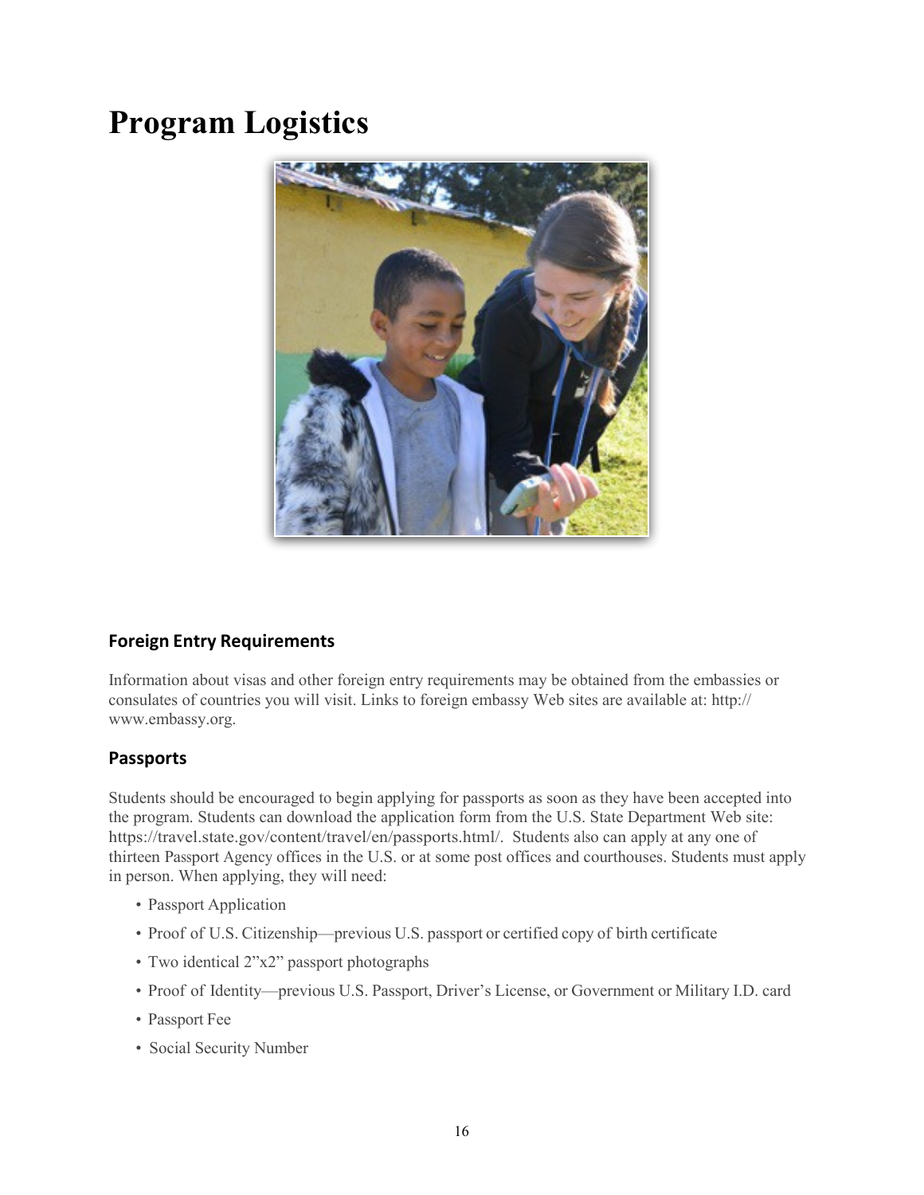# Program Logistics

## Foreign Entry Requirements

Information about visas and other foreign entry requirements may be obtained from the embassies or consulates of countries you will visit. Links to foreign embassy Web sites are available at: http:// www.embassy.org.

## Passports

Students should be encouraged to begin applying for passports as soon as they have been accepted into the program. Students can download the application form from the U.S. State Department Web site: https://travel.state.gov/content/travel/en/passports.html/. Students also can apply at any one of thirteen Passport Agency offices in the U.S. or at some post offices and courthouses. Students must apply in person. When applying, they will need:

- Passport Application
- Proof of U.S. Citizenship—previous U.S. passport or certified copy of birth certificate
- Two identical 2”x2” passport photographs
- Proof of Identity—previous U.S. Passport, Driver’s License, or Government or Military I.D. card
- Passport Fee
- Social Security Number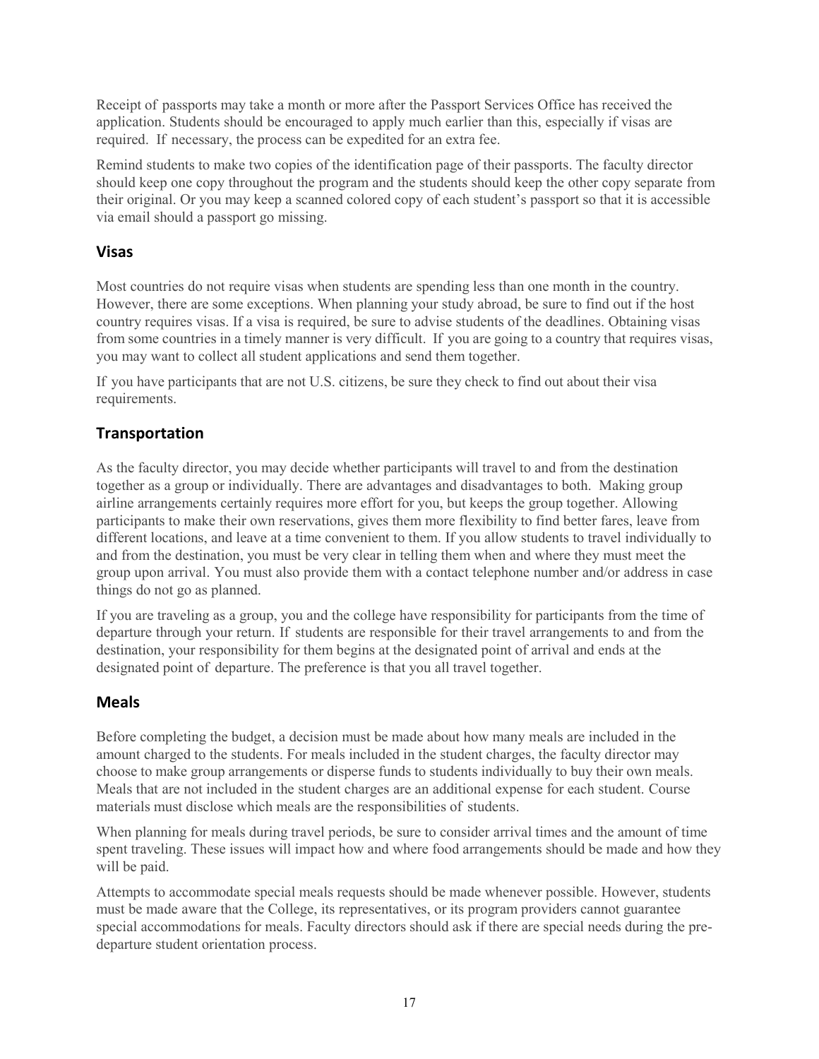Receipt of passports may take a month or more after the Passport Services Office has received the application. Students should be encouraged to apply much earlier than this, especially if visas are required. If necessary, the process can be expedited for an extra fee.

Remind students to make two copies of the identification page of their passports. The faculty director should keep one copy throughout the program and the students should keep the other copy separate from their original. Or you may keep a scanned colored copy of each student's passport so that it is accessible via email should a passport go missing.

## Visas

Most countries do not require visas when students are spending less than one month in the country. However, there are some exceptions. When planning your study abroad, be sure to find out if the host country requires visas. If a visa is required, be sure to advise students of the deadlines. Obtaining visas from some countries in a timely manner is very difficult. If you are going to a country that requires visas, you may want to collect all student applications and send them together.

If you have participants that are not U.S. citizens, be sure they check to find out about their visa requirements.

## Transportation

As the faculty director, you may decide whether participants will travel to and from the destination together as a group or individually. There are advantages and disadvantages to both. Making group airline arrangements certainly requires more effort for you, but keeps the group together. Allowing participants to make their own reservations, gives them more flexibility to find better fares, leave from different locations, and leave at a time convenient to them. If you allow students to travel individually to and from the destination, you must be very clear in telling them when and where they must meet the group upon arrival. You must also provide them with a contact telephone number and/or address in case things do not go as planned.

If you are traveling as a group, you and the college have responsibility for participants from the time of departure through your return. If students are responsible for their travel arrangements to and from the destination, your responsibility for them begins at the designated point of arrival and ends at the designated point of departure. The preference is that you all travel together.

## Meals

Before completing the budget, a decision must be made about how many meals are included in the amount charged to the students. For meals included in the student charges, the faculty director may choose to make group arrangements or disperse funds to students individually to buy their own meals. Meals that are not included in the student charges are an additional expense for each student. Course materials must disclose which meals are the responsibilities of students.

When planning for meals during travel periods, be sure to consider arrival times and the amount of time spent traveling. These issues will impact how and where food arrangements should be made and how they will be paid.

Attempts to accommodate special meals requests should be made whenever possible. However, students must be made aware that the College, its representatives, or its program providers cannot guarantee special accommodations for meals. Faculty directors should ask if there are special needs during the pre-departure student orientation process.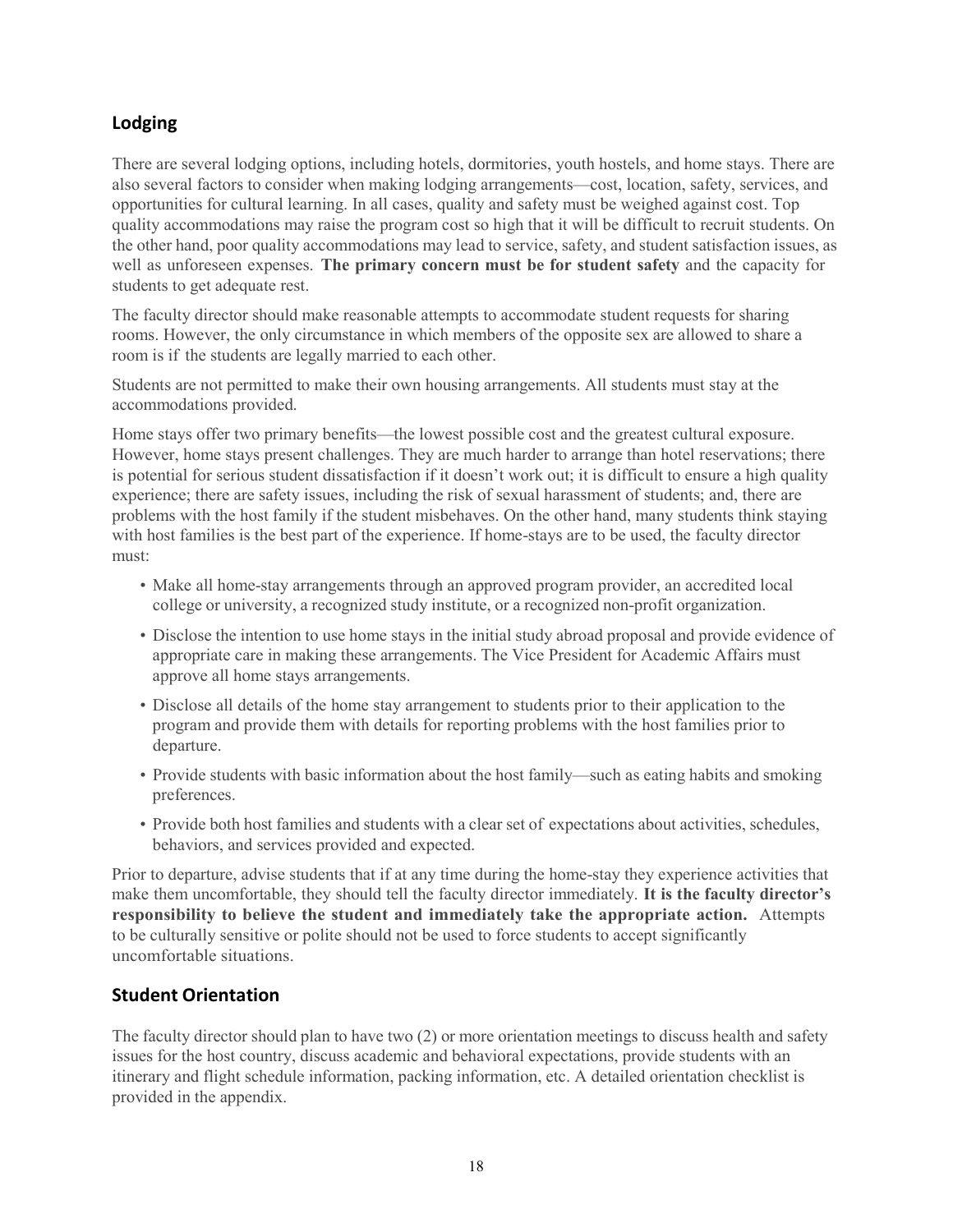## Lodging

There are several lodging options, including hotels, dormitories, youth hostels, and home stays. There are also several factors to consider when making lodging arrangements—cost, location, safety, services, and opportunities for cultural learning. In all cases, quality and safety must be weighed against cost. Top quality accommodations may raise the program cost so high that it will be difficult to recruit students. On the other hand, poor quality accommodations may lead to service, safety, and student satisfaction issues, as well as unforeseen expenses. **The primary concern must be for student safety** and the capacity for students to get adequate rest.

The faculty director should make reasonable attempts to accommodate student requests for sharing rooms. However, the only circumstance in which members of the opposite sex are allowed to share a room is if the students are legally married to each other.

Students are not permitted to make their own housing arrangements. All students must stay at the accommodations provided.

Home stays offer two primary benefits—the lowest possible cost and the greatest cultural exposure. However, home stays present challenges. They are much harder to arrange than hotel reservations; there is potential for serious student dissatisfaction if it doesn't work out; it is difficult to ensure a high quality experience; there are safety issues, including the risk of sexual harassment of students; and, there are problems with the host family if the student misbehaves. On the other hand, many students think staying with host families is the best part of the experience. If home-stays are to be used, the faculty director must:

- Make all home-stay arrangements through an approved program provider, an accredited local college or university, a recognized study institute, or a recognized non-profit organization.
- Disclose the intention to use home stays in the initial study abroad proposal and provide evidence of appropriate care in making these arrangements. The Vice President for Academic Affairs must approve all home stays arrangements.
- Disclose all details of the home stay arrangement to students prior to their application to the program and provide them with details for reporting problems with the host families prior to departure.
- Provide students with basic information about the host family—such as eating habits and smoking preferences.
- Provide both host families and students with a clear set of expectations about activities, schedules, behaviors, and services provided and expected.

Prior to departure, advise students that if at any time during the home-stay they experience activities that make them uncomfortable, they should tell the faculty director immediately. **It is the faculty director's responsibility to believe the student and immediately take the appropriate action.** Attempts to be culturally sensitive or polite should not be used to force students to accept significantly uncomfortable situations.

## Student Orientation

The faculty director should plan to have two (2) or more orientation meetings to discuss health and safety issues for the host country, discuss academic and behavioral expectations, provide students with an itinerary and flight schedule information, packing information, etc. A detailed orientation checklist is provided in the appendix.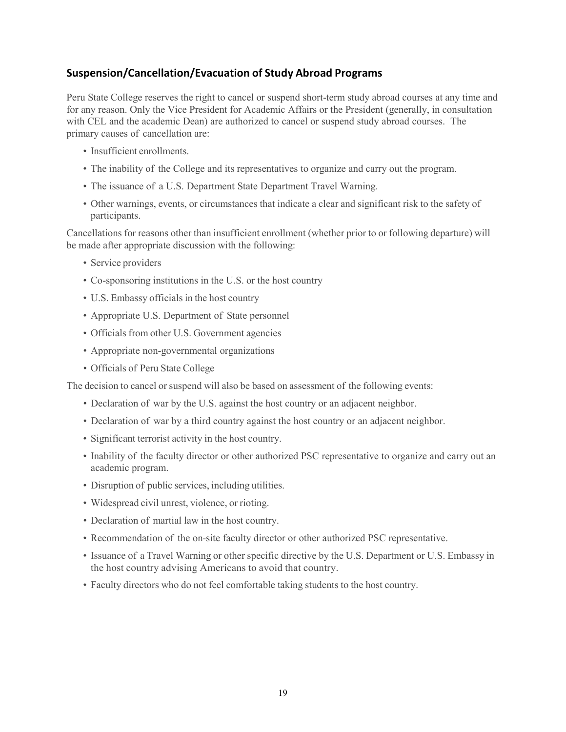## Suspension/Cancellation/Evacuation of Study Abroad Programs

Peru State College reserves the right to cancel or suspend short-term study abroad courses at any time and for any reason. Only the Vice President for Academic Affairs or the President (generally, in consultation with CEL and the academic Dean) are authorized to cancel or suspend study abroad courses. The primary causes of cancellation are:

- Insufficient enrollments.
- The inability of the College and its representatives to organize and carry out the program.
- The issuance of a U.S. Department State Department Travel Warning.
- Other warnings, events, or circumstances that indicate a clear and significant risk to the safety of participants.

Cancellations for reasons other than insufficient enrollment (whether prior to or following departure) will be made after appropriate discussion with the following:

- Service providers
- Co-sponsoring institutions in the U.S. or the host country
- U.S. Embassy officials in the host country
- Appropriate U.S. Department of State personnel
- Officials from other U.S. Government agencies
- Appropriate non-governmental organizations
- Officials of Peru State College

The decision to cancel or suspend will also be based on assessment of the following events:

- Declaration of war by the U.S. against the host country or an adjacent neighbor.
- Declaration of war by a third country against the host country or an adjacent neighbor.
- Significant terrorist activity in the host country.
- Inability of the faculty director or other authorized PSC representative to organize and carry out an academic program.
- Disruption of public services, including utilities.
- Widespread civil unrest, violence, or rioting.
- Declaration of martial law in the host country.
- Recommendation of the on-site faculty director or other authorized PSC representative.
- Issuance of a Travel Warning or other specific directive by the U.S. Department or U.S. Embassy in the host country advising Americans to avoid that country.
- Faculty directors who do not feel comfortable taking students to the host country.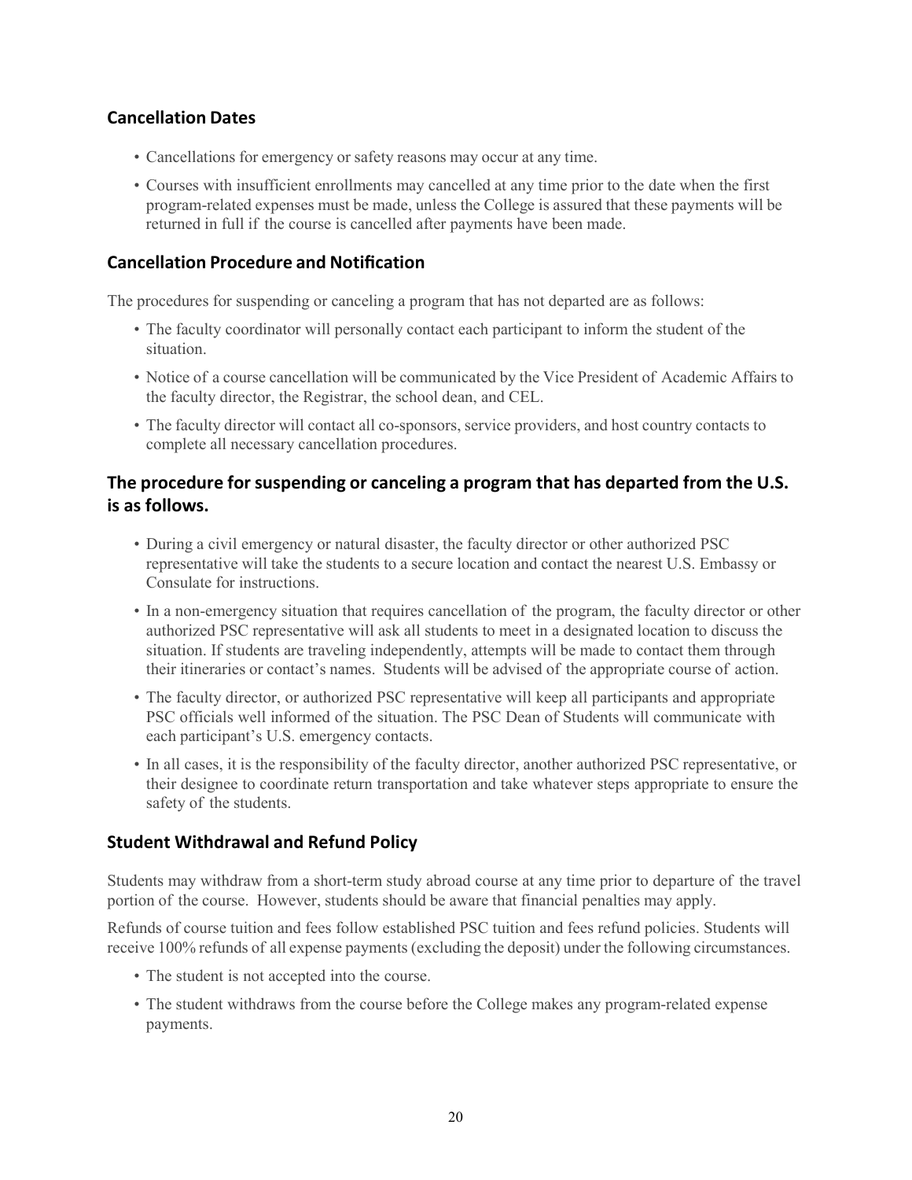## Cancellation Dates

- Cancellations for emergency or safety reasons may occur at any time.
- Courses with insufficient enrollments may cancelled at any time prior to the date when the first program-related expenses must be made, unless the College is assured that these payments will be returned in full if the course is cancelled after payments have been made.

## Cancellation Procedure and Notification

The procedures for suspending or canceling a program that has not departed are as follows:

- The faculty coordinator will personally contact each participant to inform the student of the situation.
- Notice of a course cancellation will be communicated by the Vice President of Academic Affairs to the faculty director, the Registrar, the school dean, and CEL.
- The faculty director will contact all co-sponsors, service providers, and host country contacts to complete all necessary cancellation procedures.

## The procedure for suspending or canceling a program that has departed from the U.S. is as follows.

- During a civil emergency or natural disaster, the faculty director or other authorized PSC representative will take the students to a secure location and contact the nearest U.S. Embassy or Consulate for instructions.
- In a non-emergency situation that requires cancellation of the program, the faculty director or other authorized PSC representative will ask all students to meet in a designated location to discuss the situation. If students are traveling independently, attempts will be made to contact them through their itineraries or contact's names. Students will be advised of the appropriate course of action.
- The faculty director, or authorized PSC representative will keep all participants and appropriate PSC officials well informed of the situation. The PSC Dean of Students will communicate with each participant's U.S. emergency contacts.
- In all cases, it is the responsibility of the faculty director, another authorized PSC representative, or their designee to coordinate return transportation and take whatever steps appropriate to ensure the safety of the students.

## Student Withdrawal and Refund Policy

Students may withdraw from a short-term study abroad course at any time prior to departure of the travel portion of the course. However, students should be aware that financial penalties may apply.

Refunds of course tuition and fees follow established PSC tuition and fees refund policies. Students will receive 100% refunds of all expense payments (excluding the deposit) under the following circumstances.

- The student is not accepted into the course.
- The student withdraws from the course before the College makes any program-related expense payments.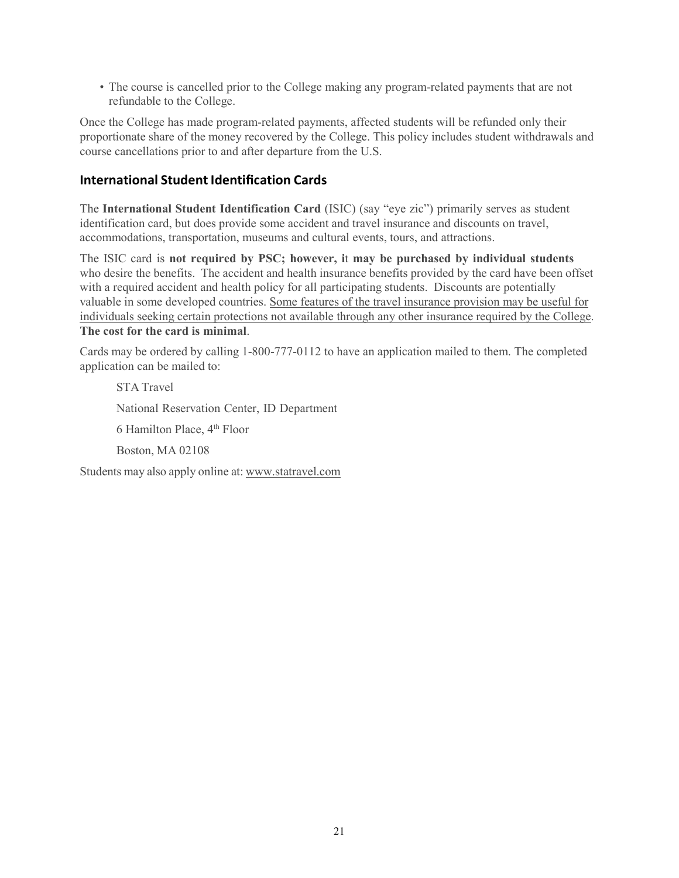- The course is cancelled prior to the College making any program-related payments that are not refundable to the College.

Once the College has made program-related payments, affected students will be refunded only their proportionate share of the money recovered by the College. This policy includes student withdrawals and course cancellations prior to and after departure from the U.S.

## International Student Identification Cards

The **International Student Identification Card** (ISIC) (say "eye zic") primarily serves as student identification card, but does provide some accident and travel insurance and discounts on travel, accommodations, transportation, museums and cultural events, tours, and attractions.

The ISIC card is **not required by PSC; however, it may be purchased by individual students** who desire the benefits. The accident and health insurance benefits provided by the card have been offset with a required accident and health policy for all participating students. Discounts are potentially valuable in some developed countries. <u>Some features of the travel insurance provision may be useful for individuals seeking certain protections not available through any other insurance required by the College</u>. **The cost for the card is minimal**.

Cards may be ordered by calling 1-800-777-0112 to have an application mailed to them. The completed application can be mailed to:

> STA Travel
>
> National Reservation Center, ID Department
>
> 6 Hamilton Place, 4th Floor
>
> Boston, MA 02108

Students may also apply online at: www.statravel.com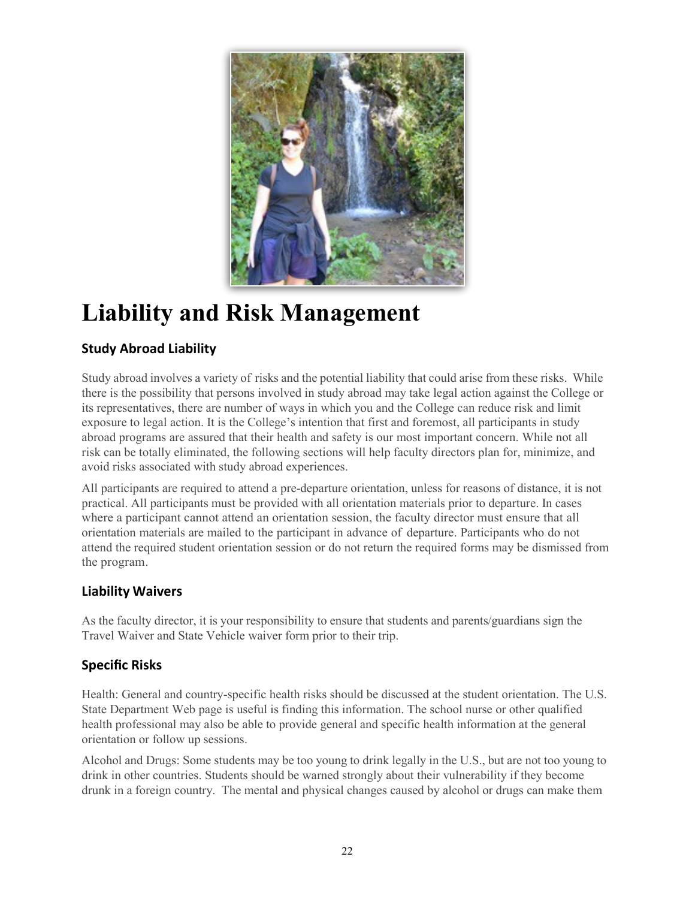# Liability and Risk Management

## Study Abroad Liability

Study abroad involves a variety of risks and the potential liability that could arise from these risks. While there is the possibility that persons involved in study abroad may take legal action against the College or its representatives, there are number of ways in which you and the College can reduce risk and limit exposure to legal action. It is the College's intention that first and foremost, all participants in study abroad programs are assured that their health and safety is our most important concern. While not all risk can be totally eliminated, the following sections will help faculty directors plan for, minimize, and avoid risks associated with study abroad experiences.

All participants are required to attend a pre-departure orientation, unless for reasons of distance, it is not practical. All participants must be provided with all orientation materials prior to departure. In cases where a participant cannot attend an orientation session, the faculty director must ensure that all orientation materials are mailed to the participant in advance of departure. Participants who do not attend the required student orientation session or do not return the required forms may be dismissed from the program.

## Liability Waivers

As the faculty director, it is your responsibility to ensure that students and parents/guardians sign the Travel Waiver and State Vehicle waiver form prior to their trip.

## Specific Risks

Health: General and country-specific health risks should be discussed at the student orientation. The U.S. State Department Web page is useful is finding this information. The school nurse or other qualified health professional may also be able to provide general and specific health information at the general orientation or follow up sessions.

Alcohol and Drugs: Some students may be too young to drink legally in the U.S., but are not too young to drink in other countries. Students should be warned strongly about their vulnerability if they become drunk in a foreign country. The mental and physical changes caused by alcohol or drugs can make them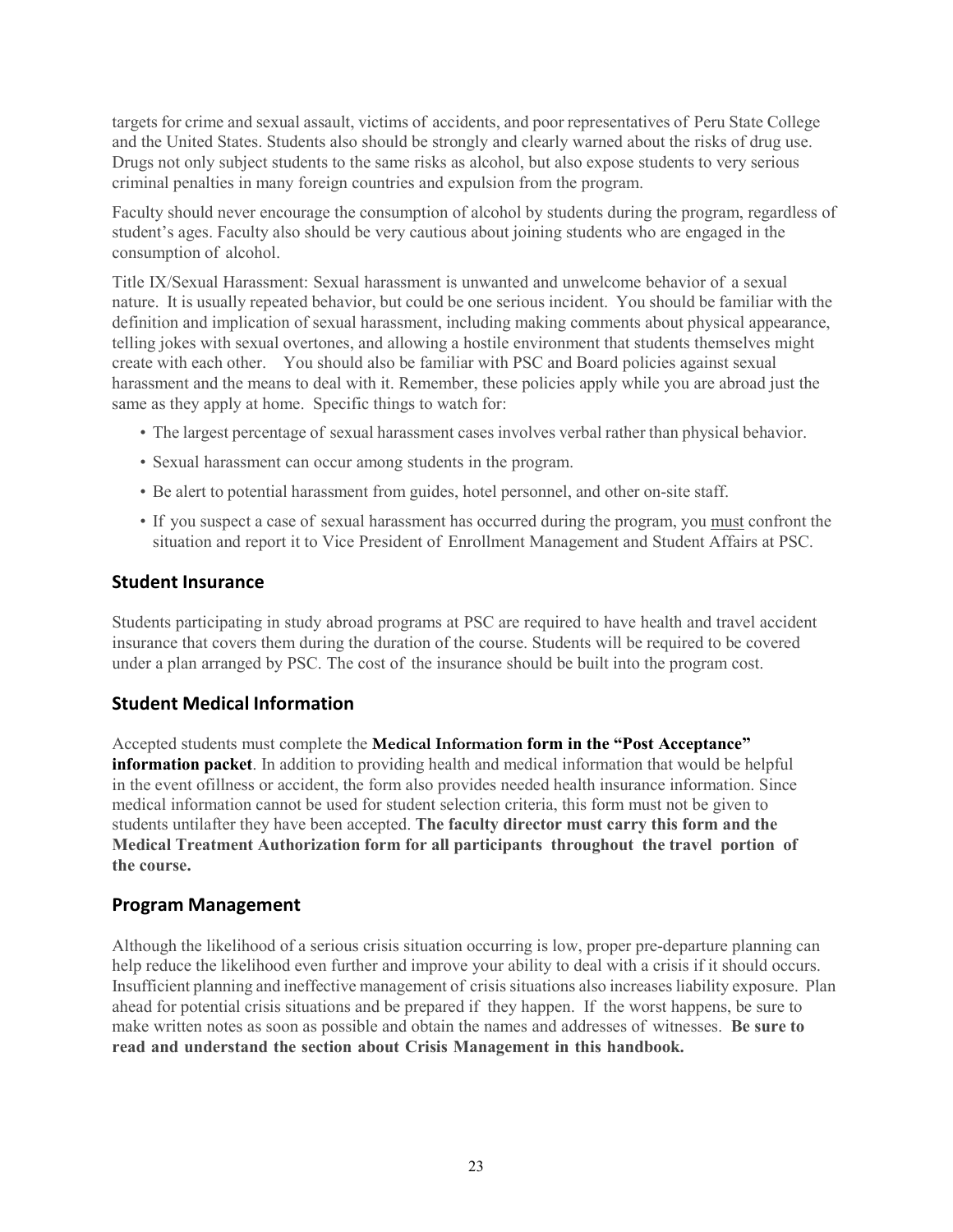targets for crime and sexual assault, victims of accidents, and poor representatives of Peru State College and the United States. Students also should be strongly and clearly warned about the risks of drug use. Drugs not only subject students to the same risks as alcohol, but also expose students to very serious criminal penalties in many foreign countries and expulsion from the program.

Faculty should never encourage the consumption of alcohol by students during the program, regardless of student's ages. Faculty also should be very cautious about joining students who are engaged in the consumption of alcohol.

Title IX/Sexual Harassment: Sexual harassment is unwanted and unwelcome behavior of a sexual nature. It is usually repeated behavior, but could be one serious incident. You should be familiar with the definition and implication of sexual harassment, including making comments about physical appearance, telling jokes with sexual overtones, and allowing a hostile environment that students themselves might create with each other. You should also be familiar with PSC and Board policies against sexual harassment and the means to deal with it. Remember, these policies apply while you are abroad just the same as they apply at home. Specific things to watch for:

- The largest percentage of sexual harassment cases involves verbal rather than physical behavior.
- Sexual harassment can occur among students in the program.
- Be alert to potential harassment from guides, hotel personnel, and other on-site staff.
- If you suspect a case of sexual harassment has occurred during the program, you must confront the situation and report it to Vice President of Enrollment Management and Student Affairs at PSC.

## Student Insurance

Students participating in study abroad programs at PSC are required to have health and travel accident insurance that covers them during the duration of the course. Students will be required to be covered under a plan arranged by PSC. The cost of the insurance should be built into the program cost.

## Student Medical Information

Accepted students must complete the **Medical Information form in the "Post Acceptance" information packet**. In addition to providing health and medical information that would be helpful in the event ofillness or accident, the form also provides needed health insurance information. Since medical information cannot be used for student selection criteria, this form must not be given to students untilafter they have been accepted. **The faculty director must carry this form and the Medical Treatment Authorization form for all participants throughout the travel portion of the course.**

## Program Management

Although the likelihood of a serious crisis situation occurring is low, proper pre-departure planning can help reduce the likelihood even further and improve your ability to deal with a crisis if it should occurs. Insufficient planning and ineffective management of crisis situations also increases liability exposure. Plan ahead for potential crisis situations and be prepared if they happen. If the worst happens, be sure to make written notes as soon as possible and obtain the names and addresses of witnesses. **Be sure to read and understand the section about Crisis Management in this handbook.**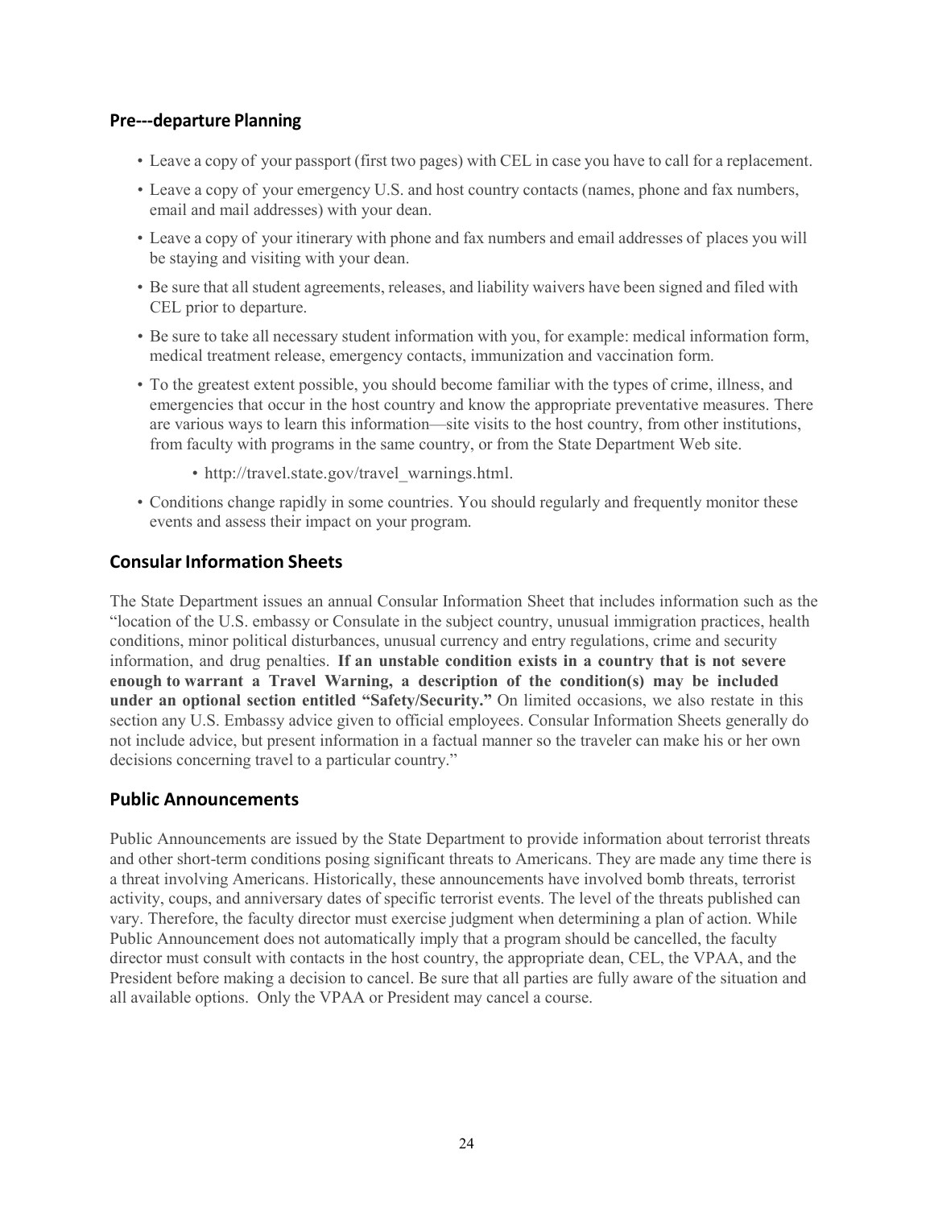## Pre---departure Planning

- Leave a copy of your passport (first two pages) with CEL in case you have to call for a replacement.
- Leave a copy of your emergency U.S. and host country contacts (names, phone and fax numbers, email and mail addresses) with your dean.
- Leave a copy of your itinerary with phone and fax numbers and email addresses of places you will be staying and visiting with your dean.
- Be sure that all student agreements, releases, and liability waivers have been signed and filed with CEL prior to departure.
- Be sure to take all necessary student information with you, for example: medical information form, medical treatment release, emergency contacts, immunization and vaccination form.
- To the greatest extent possible, you should become familiar with the types of crime, illness, and emergencies that occur in the host country and know the appropriate preventative measures. There are various ways to learn this information—site visits to the host country, from other institutions, from faculty with programs in the same country, or from the State Department Web site.
    - http://travel.state.gov/travel_warnings.html.
- Conditions change rapidly in some countries. You should regularly and frequently monitor these events and assess their impact on your program.

## Consular Information Sheets

The State Department issues an annual Consular Information Sheet that includes information such as the "location of the U.S. embassy or Consulate in the subject country, unusual immigration practices, health conditions, minor political disturbances, unusual currency and entry regulations, crime and security information, and drug penalties. **If an unstable condition exists in a country that is not severe enough to warrant a Travel Warning, a description of the condition(s) may be included under an optional section entitled "Safety/Security."** On limited occasions, we also restate in this section any U.S. Embassy advice given to official employees. Consular Information Sheets generally do not include advice, but present information in a factual manner so the traveler can make his or her own decisions concerning travel to a particular country."

## Public Announcements

Public Announcements are issued by the State Department to provide information about terrorist threats and other short-term conditions posing significant threats to Americans. They are made any time there is a threat involving Americans. Historically, these announcements have involved bomb threats, terrorist activity, coups, and anniversary dates of specific terrorist events. The level of the threats published can vary. Therefore, the faculty director must exercise judgment when determining a plan of action. While Public Announcement does not automatically imply that a program should be cancelled, the faculty director must consult with contacts in the host country, the appropriate dean, CEL, the VPAA, and the President before making a decision to cancel. Be sure that all parties are fully aware of the situation and all available options. Only the VPAA or President may cancel a course.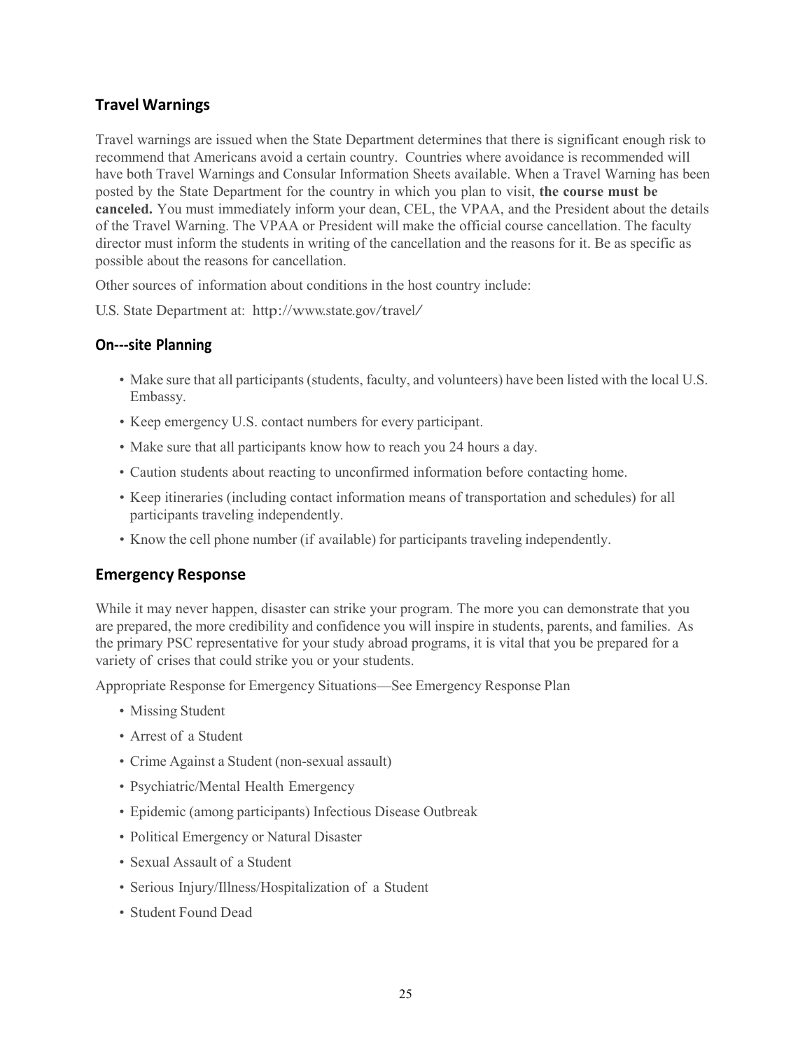## Travel Warnings

Travel warnings are issued when the State Department determines that there is significant enough risk to recommend that Americans avoid a certain country. Countries where avoidance is recommended will have both Travel Warnings and Consular Information Sheets available. When a Travel Warning has been posted by the State Department for the country in which you plan to visit, **the course must be canceled.** You must immediately inform your dean, CEL, the VPAA, and the President about the details of the Travel Warning. The VPAA or President will make the official course cancellation. The faculty director must inform the students in writing of the cancellation and the reasons for it. Be as specific as possible about the reasons for cancellation.

Other sources of information about conditions in the host country include:

U.S. State Department at: http://www.state.gov/travel/

## On---site Planning

- Make sure that all participants (students, faculty, and volunteers) have been listed with the local U.S. Embassy.
- Keep emergency U.S. contact numbers for every participant.
- Make sure that all participants know how to reach you 24 hours a day.
- Caution students about reacting to unconfirmed information before contacting home.
- Keep itineraries (including contact information means of transportation and schedules) for all participants traveling independently.
- Know the cell phone number (if available) for participants traveling independently.

## Emergency Response

While it may never happen, disaster can strike your program. The more you can demonstrate that you are prepared, the more credibility and confidence you will inspire in students, parents, and families. As the primary PSC representative for your study abroad programs, it is vital that you be prepared for a variety of crises that could strike you or your students.

Appropriate Response for Emergency Situations—See Emergency Response Plan

- Missing Student
- Arrest of a Student
- Crime Against a Student (non-sexual assault)
- Psychiatric/Mental Health Emergency
- Epidemic (among participants) Infectious Disease Outbreak
- Political Emergency or Natural Disaster
- Sexual Assault of a Student
- Serious Injury/Illness/Hospitalization of a Student
- Student Found Dead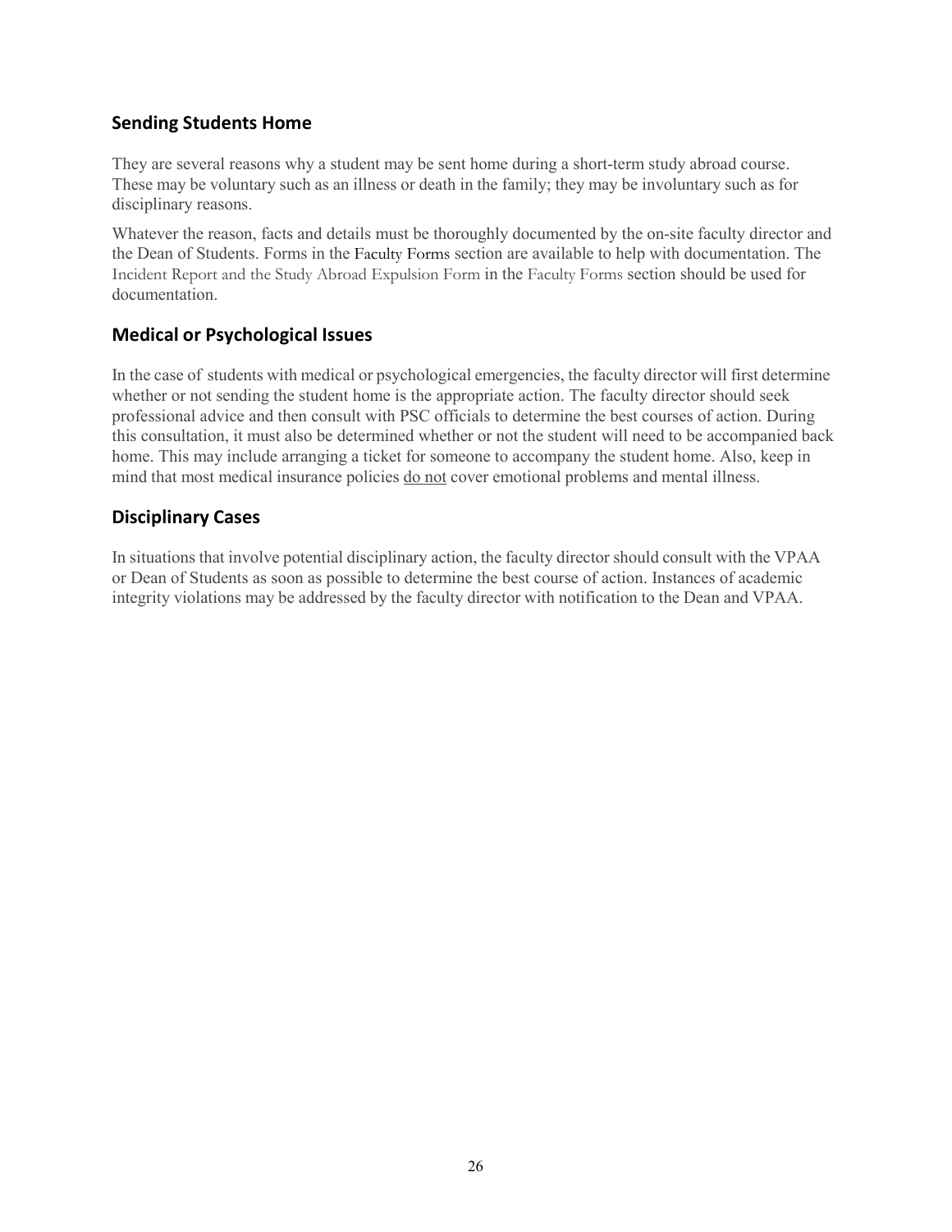## Sending Students Home

They are several reasons why a student may be sent home during a short-term study abroad course. These may be voluntary such as an illness or death in the family; they may be involuntary such as for disciplinary reasons.

Whatever the reason, facts and details must be thoroughly documented by the on-site faculty director and the Dean of Students. Forms in the Faculty Forms section are available to help with documentation. The Incident Report and the Study Abroad Expulsion Form in the Faculty Forms section should be used for documentation.

## Medical or Psychological Issues

In the case of students with medical or psychological emergencies, the faculty director will first determine whether or not sending the student home is the appropriate action. The faculty director should seek professional advice and then consult with PSC officials to determine the best courses of action. During this consultation, it must also be determined whether or not the student will need to be accompanied back home. This may include arranging a ticket for someone to accompany the student home. Also, keep in mind that most medical insurance policies do not cover emotional problems and mental illness.

## Disciplinary Cases

In situations that involve potential disciplinary action, the faculty director should consult with the VPAA or Dean of Students as soon as possible to determine the best course of action. Instances of academic integrity violations may be addressed by the faculty director with notification to the Dean and VPAA.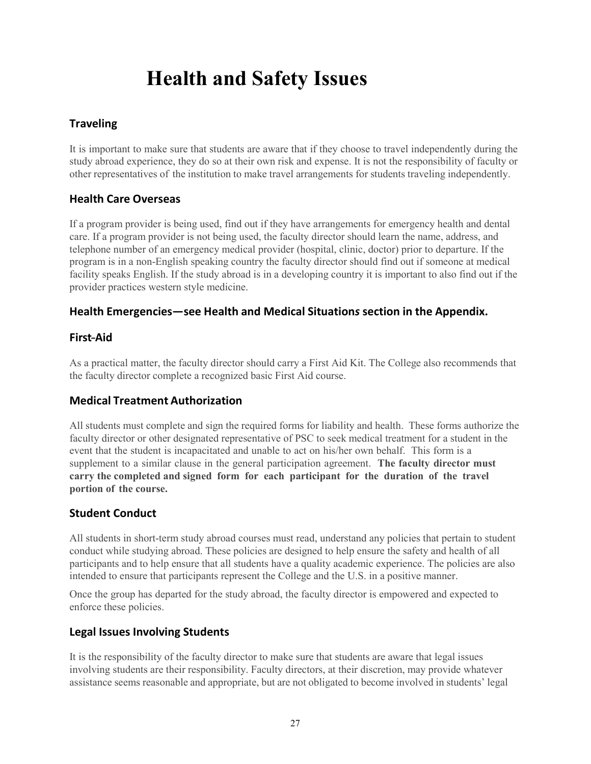# Health and Safety Issues

## Traveling

It is important to make sure that students are aware that if they choose to travel independently during the study abroad experience, they do so at their own risk and expense. It is not the responsibility of faculty or other representatives of the institution to make travel arrangements for students traveling independently.

## Health Care Overseas

If a program provider is being used, find out if they have arrangements for emergency health and dental care. If a program provider is not being used, the faculty director should learn the name, address, and telephone number of an emergency medical provider (hospital, clinic, doctor) prior to departure. If the program is in a non-English speaking country the faculty director should find out if someone at medical facility speaks English. If the study abroad is in a developing country it is important to also find out if the provider practices western style medicine.

## Health Emergencies—see Health and Medical Situation*s* section in the Appendix.

## First-Aid

As a practical matter, the faculty director should carry a First Aid Kit. The College also recommends that the faculty director complete a recognized basic First Aid course.

## Medical Treatment Authorization

All students must complete and sign the required forms for liability and health. These forms authorize the faculty director or other designated representative of PSC to seek medical treatment for a student in the event that the student is incapacitated and unable to act on his/her own behalf. This form is a supplement to a similar clause in the general participation agreement. **The faculty director must carry the completed and signed form for each participant for the duration of the travel portion of the course.**

## Student Conduct

All students in short-term study abroad courses must read, understand any policies that pertain to student conduct while studying abroad. These policies are designed to help ensure the safety and health of all participants and to help ensure that all students have a quality academic experience. The policies are also intended to ensure that participants represent the College and the U.S. in a positive manner.

Once the group has departed for the study abroad, the faculty director is empowered and expected to enforce these policies.

## Legal Issues Involving Students

It is the responsibility of the faculty director to make sure that students are aware that legal issues involving students are their responsibility. Faculty directors, at their discretion, may provide whatever assistance seems reasonable and appropriate, but are not obligated to become involved in students' legal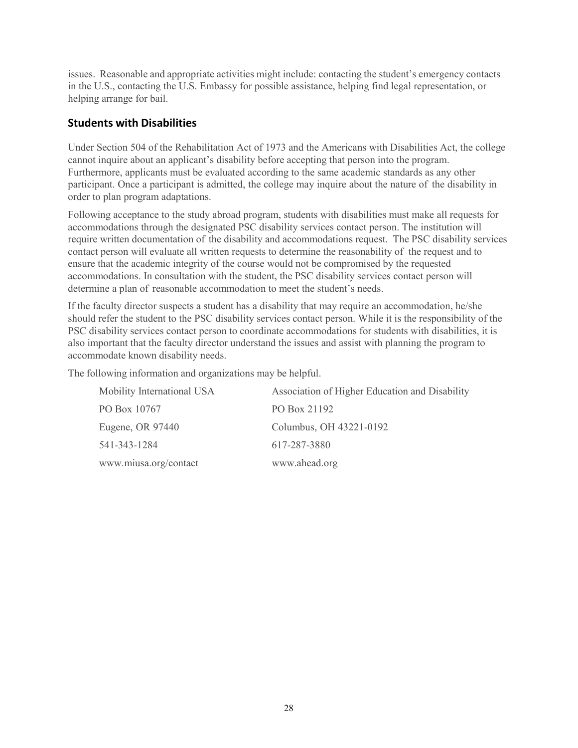issues. Reasonable and appropriate activities might include: contacting the student's emergency contacts in the U.S., contacting the U.S. Embassy for possible assistance, helping find legal representation, or helping arrange for bail.

## Students with Disabilities

Under Section 504 of the Rehabilitation Act of 1973 and the Americans with Disabilities Act, the college cannot inquire about an applicant's disability before accepting that person into the program. Furthermore, applicants must be evaluated according to the same academic standards as any other participant. Once a participant is admitted, the college may inquire about the nature of the disability in order to plan program adaptations.

Following acceptance to the study abroad program, students with disabilities must make all requests for accommodations through the designated PSC disability services contact person. The institution will require written documentation of the disability and accommodations request. The PSC disability services contact person will evaluate all written requests to determine the reasonability of the request and to ensure that the academic integrity of the course would not be compromised by the requested accommodations. In consultation with the student, the PSC disability services contact person will determine a plan of reasonable accommodation to meet the student's needs.

If the faculty director suspects a student has a disability that may require an accommodation, he/she should refer the student to the PSC disability services contact person. While it is the responsibility of the PSC disability services contact person to coordinate accommodations for students with disabilities, it is also important that the faculty director understand the issues and assist with planning the program to accommodate known disability needs.

The following information and organizations may be helpful.

| | |
|---|---|
| Mobility International USA | Association of Higher Education and Disability |
| PO Box 10767 | PO Box 21192 |
| Eugene, OR 97440 | Columbus, OH 43221-0192 |
| 541-343-1284 | 617-287-3880 |
| www.miusa.org/contact | www.ahead.org |